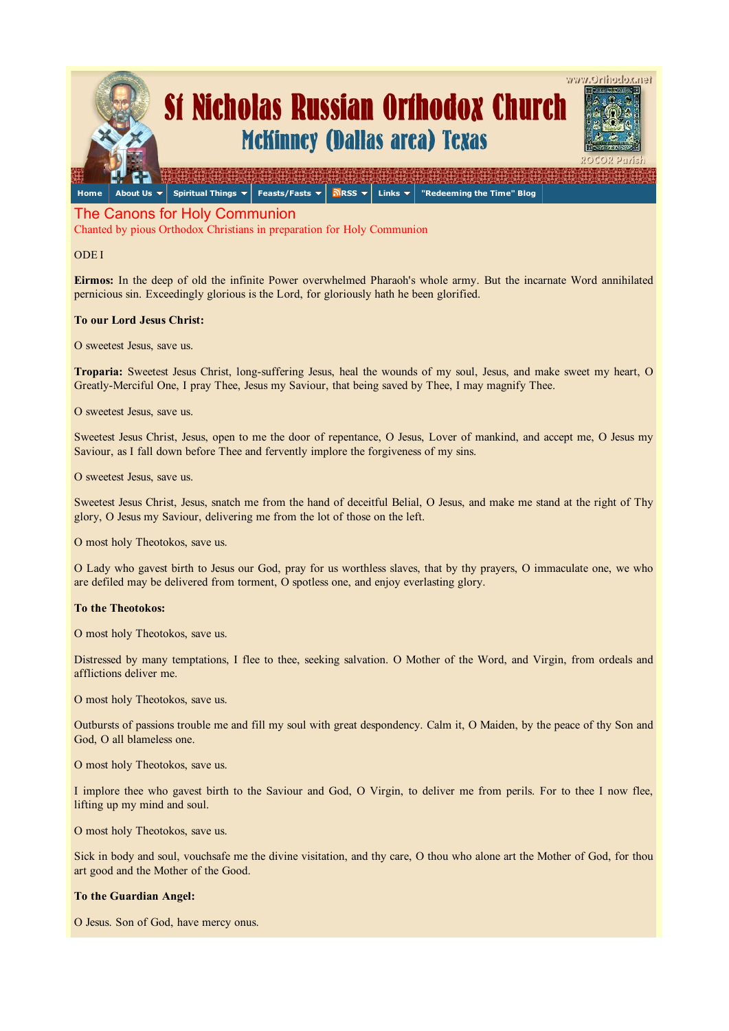# St Nicholas Russian Orthodox Church

## McKinney (Dallas area) Texas

www.Orthodox.net

ROCOR Parish

Home | About Us | Spiritual Things | Feasts/Fasts | RSS | Links | "Redeeming the Time" Blog

## The Canons for Holy Communion

Chanted by pious Orthodox Christians in preparation for Holy Communion

ODE I

**Eirmos:** In the deep of old the infinite Power overwhelmed Pharaoh's whole army. But the incarnate Word annihilated pernicious sin. Exceedingly glorious is the Lord, for gloriously hath he been glorified.

**To our Lord Jesus Christ:**

O sweetest Jesus, save us.

**Troparia:** Sweetest Jesus Christ, long-suffering Jesus, heal the wounds of my soul, Jesus, and make sweet my heart, O Greatly-Merciful One, I pray Thee, Jesus my Saviour, that being saved by Thee, I may magnify Thee.

O sweetest Jesus, save us.

Sweetest Jesus Christ, Jesus, open to me the door of repentance, O Jesus, Lover of mankind, and accept me, O Jesus my Saviour, as I fall down before Thee and fervently implore the forgiveness of my sins.

O sweetest Jesus, save us.

Sweetest Jesus Christ, Jesus, snatch me from the hand of deceitful Belial, O Jesus, and make me stand at the right of Thy glory, O Jesus my Saviour, delivering me from the lot of those on the left.

O most holy Theotokos, save us.

O Lady who gavest birth to Jesus our God, pray for us worthless slaves, that by thy prayers, O immaculate one, we who are defiled may be delivered from torment, O spotless one, and enjoy everlasting glory.

**To the Theotokos:**

O most holy Theotokos, save us.

Distressed by many temptations, I flee to thee, seeking salvation. O Mother of the Word, and Virgin, from ordeals and afflictions deliver me.

O most holy Theotokos, save us.

Outbursts of passions trouble me and fill my soul with great despondency. Calm it, O Maiden, by the peace of thy Son and God, O all blameless one.

O most holy Theotokos, save us.

I implore thee who gavest birth to the Saviour and God, O Virgin, to deliver me from perils. For to thee I now flee, lifting up my mind and soul.

O most holy Theotokos, save us.

Sick in body and soul, vouchsafe me the divine visitation, and thy care, O thou who alone art the Mother of God, for thou art good and the Mother of the Good.

**To the Guardian Angel:**

O Jesus. Son of God, have mercy onus.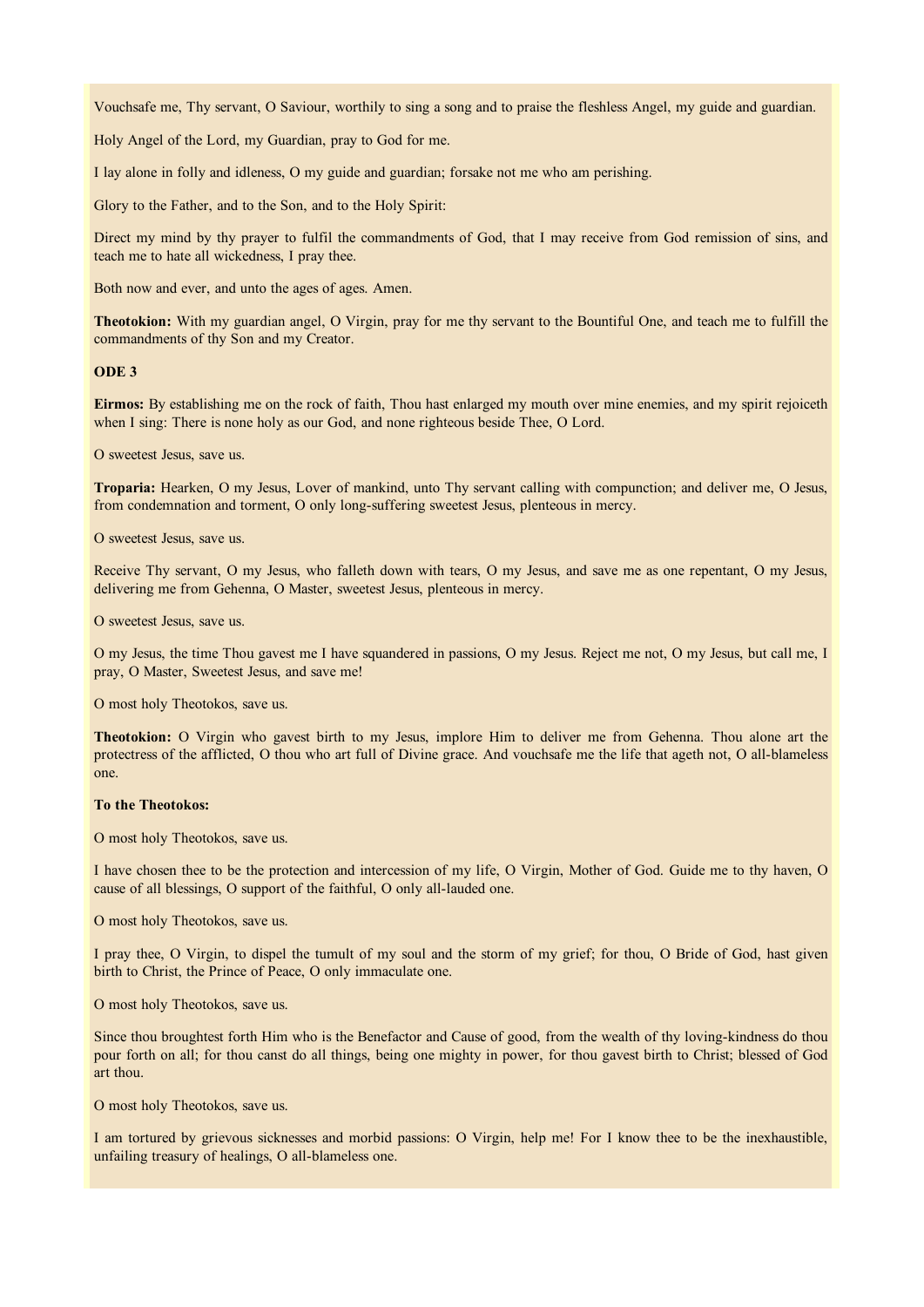Vouchsafe me, Thy servant, O Saviour, worthily to sing a song and to praise the fleshless Angel, my guide and guardian.

Holy Angel of the Lord, my Guardian, pray to God for me.

I lay alone in folly and idleness, O my guide and guardian; forsake not me who am perishing.

Glory to the Father, and to the Son, and to the Holy Spirit:

Direct my mind by thy prayer to fulfil the commandments of God, that I may receive from God remission of sins, and teach me to hate all wickedness, I pray thee.

Both now and ever, and unto the ages of ages. Amen.

**Theotokion:** With my guardian angel, O Virgin, pray for me thy servant to the Bountiful One, and teach me to fulfill the commandments of thy Son and my Creator.

**ODE 3**

**Eirmos:** By establishing me on the rock of faith, Thou hast enlarged my mouth over mine enemies, and my spirit rejoiceth when I sing: There is none holy as our God, and none righteous beside Thee, O Lord.

O sweetest Jesus, save us.

**Troparia:** Hearken, O my Jesus, Lover of mankind, unto Thy servant calling with compunction; and deliver me, O Jesus, from condemnation and torment, O only long-suffering sweetest Jesus, plenteous in mercy.

O sweetest Jesus, save us.

Receive Thy servant, O my Jesus, who falleth down with tears, O my Jesus, and save me as one repentant, O my Jesus, delivering me from Gehenna, O Master, sweetest Jesus, plenteous in mercy.

O sweetest Jesus, save us.

O my Jesus, the time Thou gavest me I have squandered in passions, O my Jesus. Reject me not, O my Jesus, but call me, I pray, O Master, Sweetest Jesus, and save me!

O most holy Theotokos, save us.

**Theotokion:** O Virgin who gavest birth to my Jesus, implore Him to deliver me from Gehenna. Thou alone art the protectress of the afflicted, O thou who art full of Divine grace. And vouchsafe me the life that ageth not, O all-blameless one.

**To the Theotokos:**

O most holy Theotokos, save us.

I have chosen thee to be the protection and intercession of my life, O Virgin, Mother of God. Guide me to thy haven, O cause of all blessings, O support of the faithful, O only all-lauded one.

O most holy Theotokos, save us.

I pray thee, O Virgin, to dispel the tumult of my soul and the storm of my grief; for thou, O Bride of God, hast given birth to Christ, the Prince of Peace, O only immaculate one.

O most holy Theotokos, save us.

Since thou broughtest forth Him who is the Benefactor and Cause of good, from the wealth of thy loving-kindness do thou pour forth on all; for thou canst do all things, being one mighty in power, for thou gavest birth to Christ; blessed of God art thou.

O most holy Theotokos, save us.

I am tortured by grievous sicknesses and morbid passions: O Virgin, help me! For I know thee to be the inexhaustible, unfailing treasury of healings, O all-blameless one.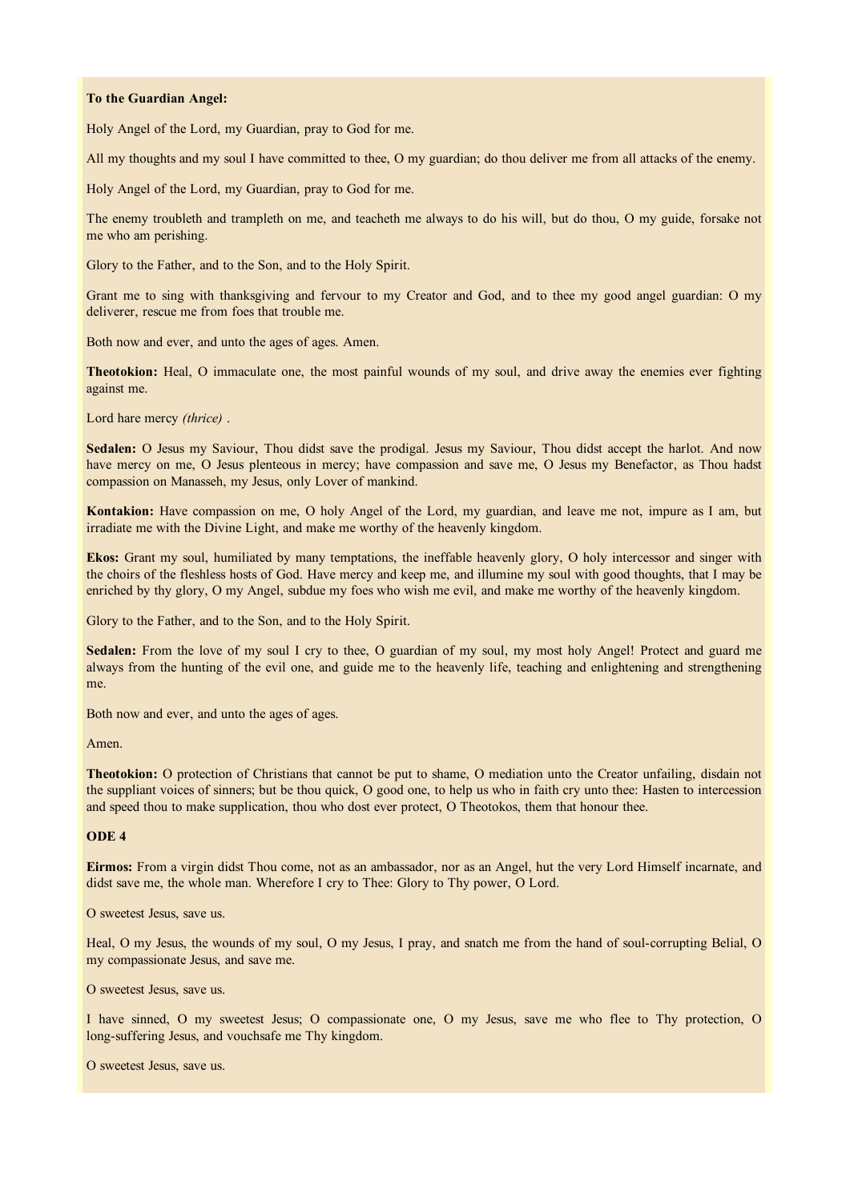**To the Guardian Angel:**

Holy Angel of the Lord, my Guardian, pray to God for me.

All my thoughts and my soul I have committed to thee, O my guardian; do thou deliver me from all attacks of the enemy.

Holy Angel of the Lord, my Guardian, pray to God for me.

The enemy troubleth and trampleth on me, and teacheth me always to do his will, but do thou, O my guide, forsake not me who am perishing.

Glory to the Father, and to the Son, and to the Holy Spirit.

Grant me to sing with thanksgiving and fervour to my Creator and God, and to thee my good angel guardian: O my deliverer, rescue me from foes that trouble me.

Both now and ever, and unto the ages of ages. Amen.

**Theotokion:** Heal, O immaculate one, the most painful wounds of my soul, and drive away the enemies ever fighting against me.

Lord hare mercy *(thrice)* .

**Sedalen:** O Jesus my Saviour, Thou didst save the prodigal. Jesus my Saviour, Thou didst accept the harlot. And now have mercy on me, O Jesus plenteous in mercy; have compassion and save me, O Jesus my Benefactor, as Thou hadst compassion on Manasseh, my Jesus, only Lover of mankind.

**Kontakion:** Have compassion on me, O holy Angel of the Lord, my guardian, and leave me not, impure as I am, but irradiate me with the Divine Light, and make me worthy of the heavenly kingdom.

**Ekos:** Grant my soul, humiliated by many temptations, the ineffable heavenly glory, O holy intercessor and singer with the choirs of the fleshless hosts of God. Have mercy and keep me, and illumine my soul with good thoughts, that I may be enriched by thy glory, O my Angel, subdue my foes who wish me evil, and make me worthy of the heavenly kingdom.

Glory to the Father, and to the Son, and to the Holy Spirit.

**Sedalen:** From the love of my soul I cry to thee, O guardian of my soul, my most holy Angel! Protect and guard me always from the hunting of the evil one, and guide me to the heavenly life, teaching and enlightening and strengthening me.

Both now and ever, and unto the ages of ages.

Amen.

**Theotokion:** O protection of Christians that cannot be put to shame, O mediation unto the Creator unfailing, disdain not the suppliant voices of sinners; but be thou quick, O good one, to help us who in faith cry unto thee: Hasten to intercession and speed thou to make supplication, thou who dost ever protect, O Theotokos, them that honour thee.

**ODE 4**

**Eirmos:** From a virgin didst Thou come, not as an ambassador, nor as an Angel, hut the very Lord Himself incarnate, and didst save me, the whole man. Wherefore I cry to Thee: Glory to Thy power, O Lord.

O sweetest Jesus, save us.

Heal, O my Jesus, the wounds of my soul, O my Jesus, I pray, and snatch me from the hand of soul-corrupting Belial, O my compassionate Jesus, and save me.

O sweetest Jesus, save us.

I have sinned, O my sweetest Jesus; O compassionate one, O my Jesus, save me who flee to Thy protection, O long-suffering Jesus, and vouchsafe me Thy kingdom.

O sweetest Jesus, save us.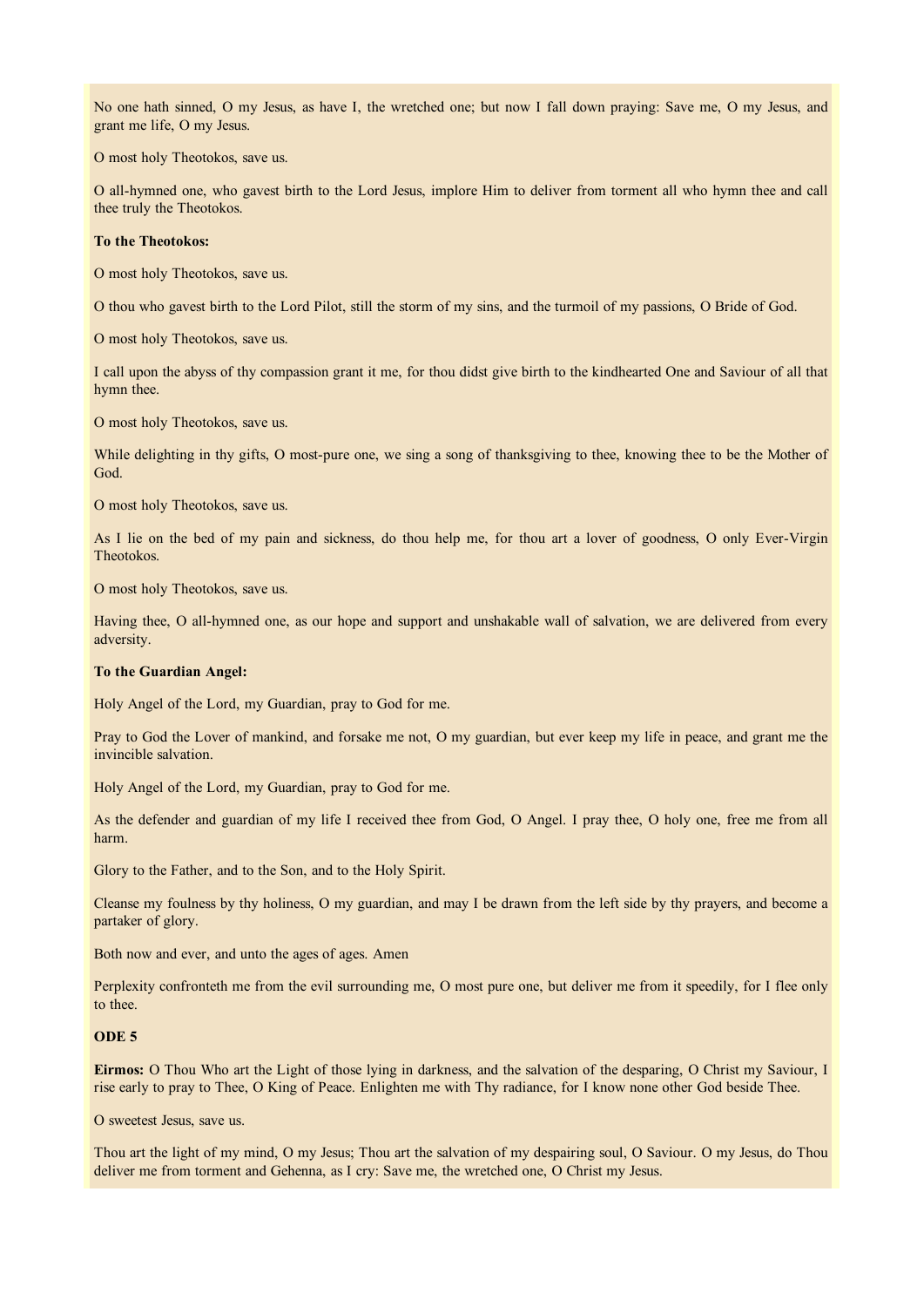No one hath sinned, O my Jesus, as have I, the wretched one; but now I fall down praying: Save me, O my Jesus, and grant me life, O my Jesus.

O most holy Theotokos, save us.

O all-hymned one, who gavest birth to the Lord Jesus, implore Him to deliver from torment all who hymn thee and call thee truly the Theotokos.

**To the Theotokos:**

O most holy Theotokos, save us.

O thou who gavest birth to the Lord Pilot, still the storm of my sins, and the turmoil of my passions, O Bride of God.

O most holy Theotokos, save us.

I call upon the abyss of thy compassion grant it me, for thou didst give birth to the kindhearted One and Saviour of all that hymn thee.

O most holy Theotokos, save us.

While delighting in thy gifts, O most-pure one, we sing a song of thanksgiving to thee, knowing thee to be the Mother of God.

O most holy Theotokos, save us.

As I lie on the bed of my pain and sickness, do thou help me, for thou art a lover of goodness, O only Ever-Virgin Theotokos.

O most holy Theotokos, save us.

Having thee, O all-hymned one, as our hope and support and unshakable wall of salvation, we are delivered from every adversity.

**To the Guardian Angel:**

Holy Angel of the Lord, my Guardian, pray to God for me.

Pray to God the Lover of mankind, and forsake me not, O my guardian, but ever keep my life in peace, and grant me the invincible salvation.

Holy Angel of the Lord, my Guardian, pray to God for me.

As the defender and guardian of my life I received thee from God, O Angel. I pray thee, O holy one, free me from all harm.

Glory to the Father, and to the Son, and to the Holy Spirit.

Cleanse my foulness by thy holiness, O my guardian, and may I be drawn from the left side by thy prayers, and become a partaker of glory.

Both now and ever, and unto the ages of ages. Amen

Perplexity confronteth me from the evil surrounding me, O most pure one, but deliver me from it speedily, for I flee only to thee.

**ODE 5**

**Eirmos:** O Thou Who art the Light of those lying in darkness, and the salvation of the desparing, O Christ my Saviour, I rise early to pray to Thee, O King of Peace. Enlighten me with Thy radiance, for I know none other God beside Thee.

O sweetest Jesus, save us.

Thou art the light of my mind, O my Jesus; Thou art the salvation of my despairing soul, O Saviour. O my Jesus, do Thou deliver me from torment and Gehenna, as I cry: Save me, the wretched one, O Christ my Jesus.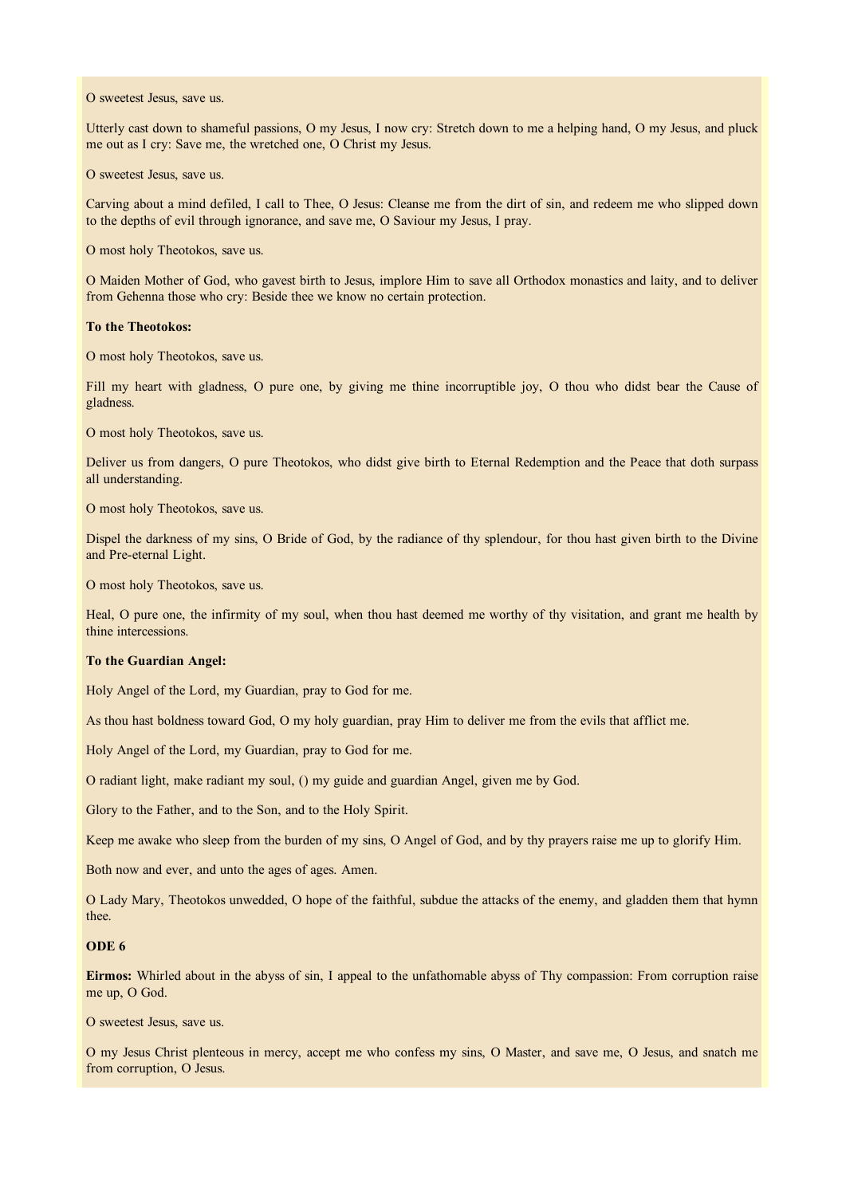O sweetest Jesus, save us.

Utterly cast down to shameful passions, O my Jesus, I now cry: Stretch down to me a helping hand, O my Jesus, and pluck me out as I cry: Save me, the wretched one, O Christ my Jesus.

O sweetest Jesus, save us.

Carving about a mind defiled, I call to Thee, O Jesus: Cleanse me from the dirt of sin, and redeem me who slipped down to the depths of evil through ignorance, and save me, O Saviour my Jesus, I pray.

O most holy Theotokos, save us.

O Maiden Mother of God, who gavest birth to Jesus, implore Him to save all Orthodox monastics and laity, and to deliver from Gehenna those who cry: Beside thee we know no certain protection.

**To the Theotokos:**

O most holy Theotokos, save us.

Fill my heart with gladness, O pure one, by giving me thine incorruptible joy, O thou who didst bear the Cause of gladness.

O most holy Theotokos, save us.

Deliver us from dangers, O pure Theotokos, who didst give birth to Eternal Redemption and the Peace that doth surpass all understanding.

O most holy Theotokos, save us.

Dispel the darkness of my sins, O Bride of God, by the radiance of thy splendour, for thou hast given birth to the Divine and Pre-eternal Light.

O most holy Theotokos, save us.

Heal, O pure one, the infirmity of my soul, when thou hast deemed me worthy of thy visitation, and grant me health by thine intercessions.

**To the Guardian Angel:**

Holy Angel of the Lord, my Guardian, pray to God for me.

As thou hast boldness toward God, O my holy guardian, pray Him to deliver me from the evils that afflict me.

Holy Angel of the Lord, my Guardian, pray to God for me.

O radiant light, make radiant my soul, () my guide and guardian Angel, given me by God.

Glory to the Father, and to the Son, and to the Holy Spirit.

Keep me awake who sleep from the burden of my sins, O Angel of God, and by thy prayers raise me up to glorify Him.

Both now and ever, and unto the ages of ages. Amen.

O Lady Mary, Theotokos unwedded, O hope of the faithful, subdue the attacks of the enemy, and gladden them that hymn thee.

**ODE 6**

**Eirmos:** Whirled about in the abyss of sin, I appeal to the unfathomable abyss of Thy compassion: From corruption raise me up, O God.

O sweetest Jesus, save us.

O my Jesus Christ plenteous in mercy, accept me who confess my sins, O Master, and save me, O Jesus, and snatch me from corruption, O Jesus.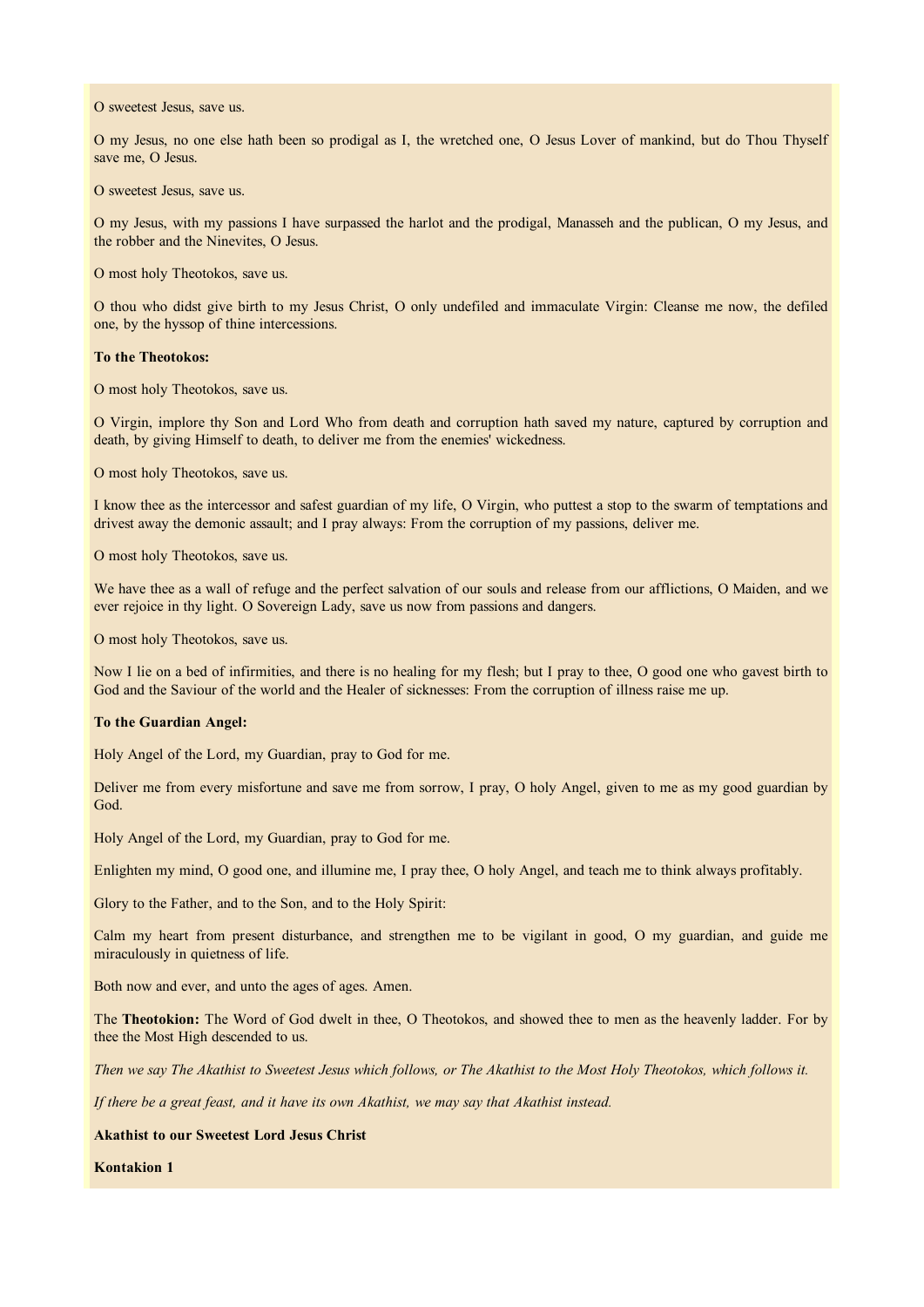O sweetest Jesus, save us.

O my Jesus, no one else hath been so prodigal as I, the wretched one, O Jesus Lover of mankind, but do Thou Thyself save me, O Jesus.

O sweetest Jesus, save us.

O my Jesus, with my passions I have surpassed the harlot and the prodigal, Manasseh and the publican, O my Jesus, and the robber and the Ninevites, O Jesus.

O most holy Theotokos, save us.

O thou who didst give birth to my Jesus Christ, O only undefiled and immaculate Virgin: Cleanse me now, the defiled one, by the hyssop of thine intercessions.

**To the Theotokos:**

O most holy Theotokos, save us.

O Virgin, implore thy Son and Lord Who from death and corruption hath saved my nature, captured by corruption and death, by giving Himself to death, to deliver me from the enemies' wickedness.

O most holy Theotokos, save us.

I know thee as the intercessor and safest guardian of my life, O Virgin, who puttest a stop to the swarm of temptations and drivest away the demonic assault; and I pray always: From the corruption of my passions, deliver me.

O most holy Theotokos, save us.

We have thee as a wall of refuge and the perfect salvation of our souls and release from our afflictions, O Maiden, and we ever rejoice in thy light. O Sovereign Lady, save us now from passions and dangers.

O most holy Theotokos, save us.

Now I lie on a bed of infirmities, and there is no healing for my flesh; but I pray to thee, O good one who gavest birth to God and the Saviour of the world and the Healer of sicknesses: From the corruption of illness raise me up.

**To the Guardian Angel:**

Holy Angel of the Lord, my Guardian, pray to God for me.

Deliver me from every misfortune and save me from sorrow, I pray, O holy Angel, given to me as my good guardian by God.

Holy Angel of the Lord, my Guardian, pray to God for me.

Enlighten my mind, O good one, and illumine me, I pray thee, O holy Angel, and teach me to think always profitably.

Glory to the Father, and to the Son, and to the Holy Spirit:

Calm my heart from present disturbance, and strengthen me to be vigilant in good, O my guardian, and guide me miraculously in quietness of life.

Both now and ever, and unto the ages of ages. Amen.

The **Theotokion:** The Word of God dwelt in thee, O Theotokos, and showed thee to men as the heavenly ladder. For by thee the Most High descended to us.

*Then we say The Akathist to Sweetest Jesus which follows, or The Akathist to the Most Holy Theotokos, which follows it.*

*If there be a great feast, and it have its own Akathist, we may say that Akathist instead.*

**Akathist to our Sweetest Lord Jesus Christ**

**Kontakion 1**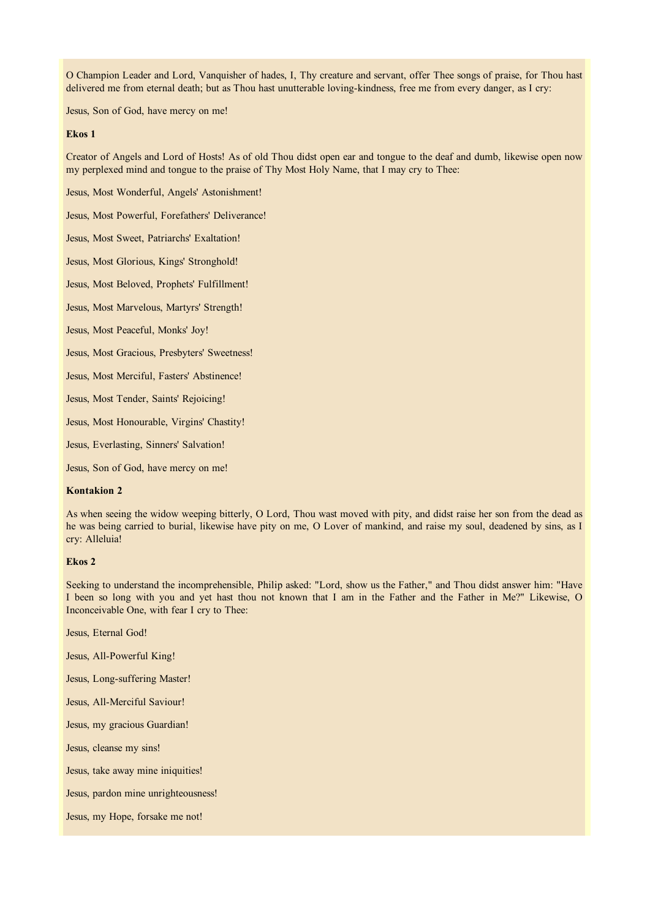O Champion Leader and Lord, Vanquisher of hades, I, Thy creature and servant, offer Thee songs of praise, for Thou hast delivered me from eternal death; but as Thou hast unutterable loving-kindness, free me from every danger, as I cry:

Jesus, Son of God, have mercy on me!

**Ekos 1**

Creator of Angels and Lord of Hosts! As of old Thou didst open ear and tongue to the deaf and dumb, likewise open now my perplexed mind and tongue to the praise of Thy Most Holy Name, that I may cry to Thee:

Jesus, Most Wonderful, Angels' Astonishment!

Jesus, Most Powerful, Forefathers' Deliverance!

Jesus, Most Sweet, Patriarchs' Exaltation!

Jesus, Most Glorious, Kings' Stronghold!

Jesus, Most Beloved, Prophets' Fulfillment!

Jesus, Most Marvelous, Martyrs' Strength!

Jesus, Most Peaceful, Monks' Joy!

Jesus, Most Gracious, Presbyters' Sweetness!

Jesus, Most Merciful, Fasters' Abstinence!

Jesus, Most Tender, Saints' Rejoicing!

Jesus, Most Honourable, Virgins' Chastity!

Jesus, Everlasting, Sinners' Salvation!

Jesus, Son of God, have mercy on me!

**Kontakion 2**

As when seeing the widow weeping bitterly, O Lord, Thou wast moved with pity, and didst raise her son from the dead as he was being carried to burial, likewise have pity on me, O Lover of mankind, and raise my soul, deadened by sins, as I cry: Alleluia!

**Ekos 2**

Seeking to understand the incomprehensible, Philip asked: "Lord, show us the Father," and Thou didst answer him: "Have I been so long with you and yet hast thou not known that I am in the Father and the Father in Me?" Likewise, O Inconceivable One, with fear I cry to Thee:

Jesus, Eternal God!

Jesus, All-Powerful King!

Jesus, Long-suffering Master!

Jesus, All-Merciful Saviour!

Jesus, my gracious Guardian!

Jesus, cleanse my sins!

Jesus, take away mine iniquities!

Jesus, pardon mine unrighteousness!

Jesus, my Hope, forsake me not!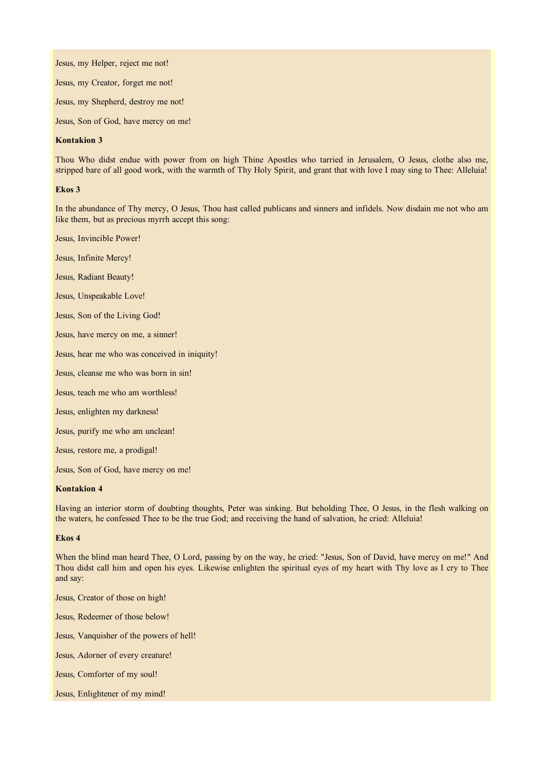Jesus, my Helper, reject me not!

Jesus, my Creator, forget me not!

Jesus, my Shepherd, destroy me not!

Jesus, Son of God, have mercy on me!

**Kontakion 3**

Thou Who didst endue with power from on high Thine Apostles who tarried in Jerusalem, O Jesus, clothe also me, stripped bare of all good work, with the warmth of Thy Holy Spirit, and grant that with love I may sing to Thee: Alleluia!

**Ekos 3**

In the abundance of Thy mercy, O Jesus, Thou hast called publicans and sinners and infidels. Now disdain me not who am like them, but as precious myrrh accept this song:

Jesus, Invincible Power!

Jesus, Infinite Mercy!

Jesus, Radiant Beauty!

Jesus, Unspeakable Love!

Jesus, Son of the Living God!

Jesus, have mercy on me, a sinner!

Jesus, hear me who was conceived in iniquity!

Jesus, cleanse me who was born in sin!

Jesus, teach me who am worthless!

Jesus, enlighten my darkness!

Jesus, purify me who am unclean!

Jesus, restore me, a prodigal!

Jesus, Son of God, have mercy on me!

**Kontakion 4**

Having an interior storm of doubting thoughts, Peter was sinking. But beholding Thee, O Jesus, in the flesh walking on the waters, he confessed Thee to be the true God; and receiving the hand of salvation, he cried: Alleluia!

**Ekos 4**

When the blind man heard Thee, O Lord, passing by on the way, he cried: "Jesus, Son of David, have mercy on me!" And Thou didst call him and open his eyes. Likewise enlighten the spiritual eyes of my heart with Thy love as I cry to Thee and say:

Jesus, Creator of those on high!

Jesus, Redeemer of those below!

Jesus, Vanquisher of the powers of hell!

Jesus, Adorner of every creature!

Jesus, Comforter of my soul!

Jesus, Enlightener of my mind!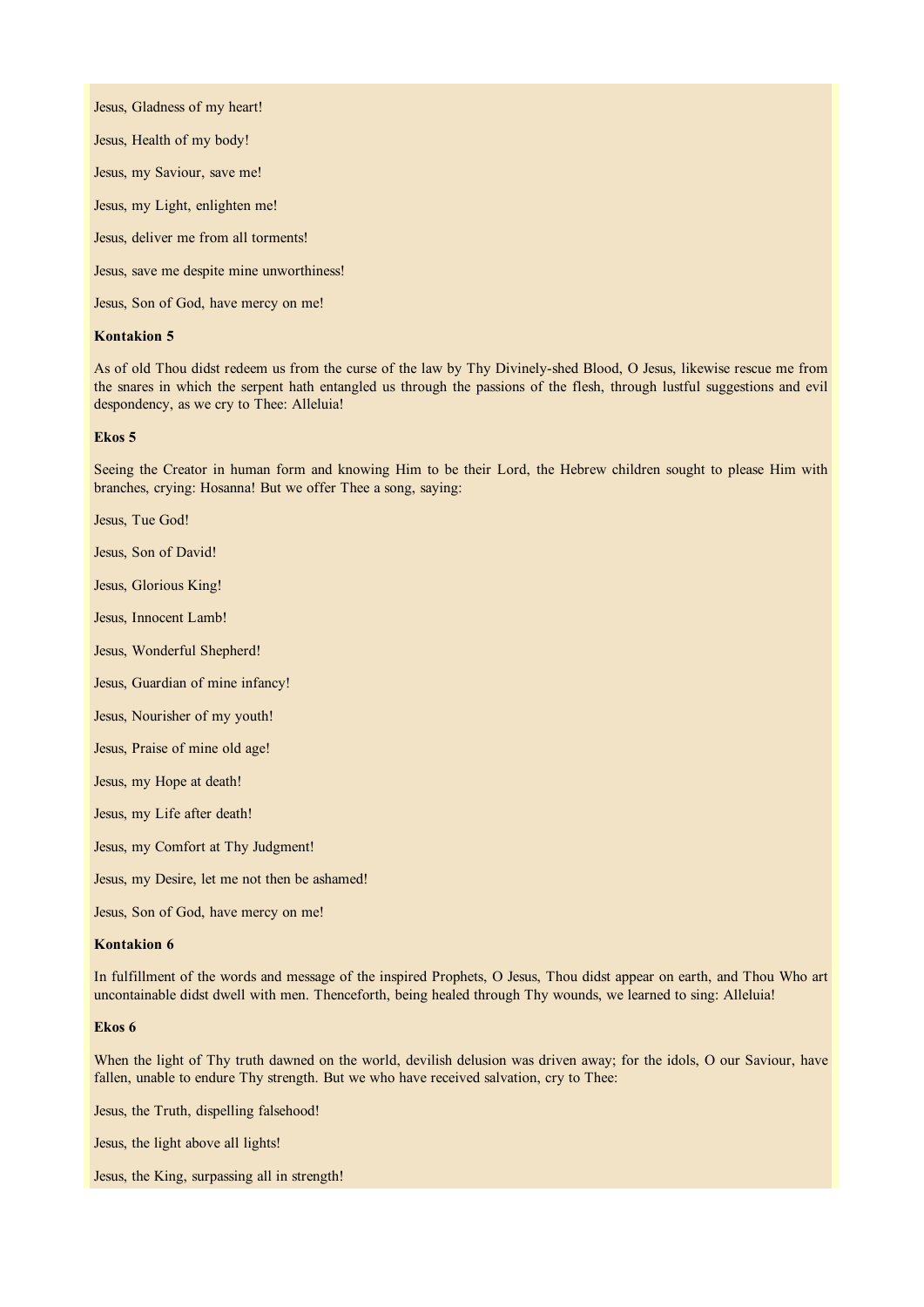Jesus, Gladness of my heart!

Jesus, Health of my body!

Jesus, my Saviour, save me!

Jesus, my Light, enlighten me!

Jesus, deliver me from all torments!

Jesus, save me despite mine unworthiness!

Jesus, Son of God, have mercy on me!

**Kontakion 5**

As of old Thou didst redeem us from the curse of the law by Thy Divinely-shed Blood, O Jesus, likewise rescue me from the snares in which the serpent hath entangled us through the passions of the flesh, through lustful suggestions and evil despondency, as we cry to Thee: Alleluia!

**Ekos 5**

Seeing the Creator in human form and knowing Him to be their Lord, the Hebrew children sought to please Him with branches, crying: Hosanna! But we offer Thee a song, saying:

Jesus, Tue God!

Jesus, Son of David!

Jesus, Glorious King!

Jesus, Innocent Lamb!

Jesus, Wonderful Shepherd!

Jesus, Guardian of mine infancy!

Jesus, Nourisher of my youth!

Jesus, Praise of mine old age!

Jesus, my Hope at death!

Jesus, my Life after death!

Jesus, my Comfort at Thy Judgment!

Jesus, my Desire, let me not then be ashamed!

Jesus, Son of God, have mercy on me!

**Kontakion 6**

In fulfillment of the words and message of the inspired Prophets, O Jesus, Thou didst appear on earth, and Thou Who art uncontainable didst dwell with men. Thenceforth, being healed through Thy wounds, we learned to sing: Alleluia!

**Ekos 6**

When the light of Thy truth dawned on the world, devilish delusion was driven away; for the idols, O our Saviour, have fallen, unable to endure Thy strength. But we who have received salvation, cry to Thee:

Jesus, the Truth, dispelling falsehood!

Jesus, the light above all lights!

Jesus, the King, surpassing all in strength!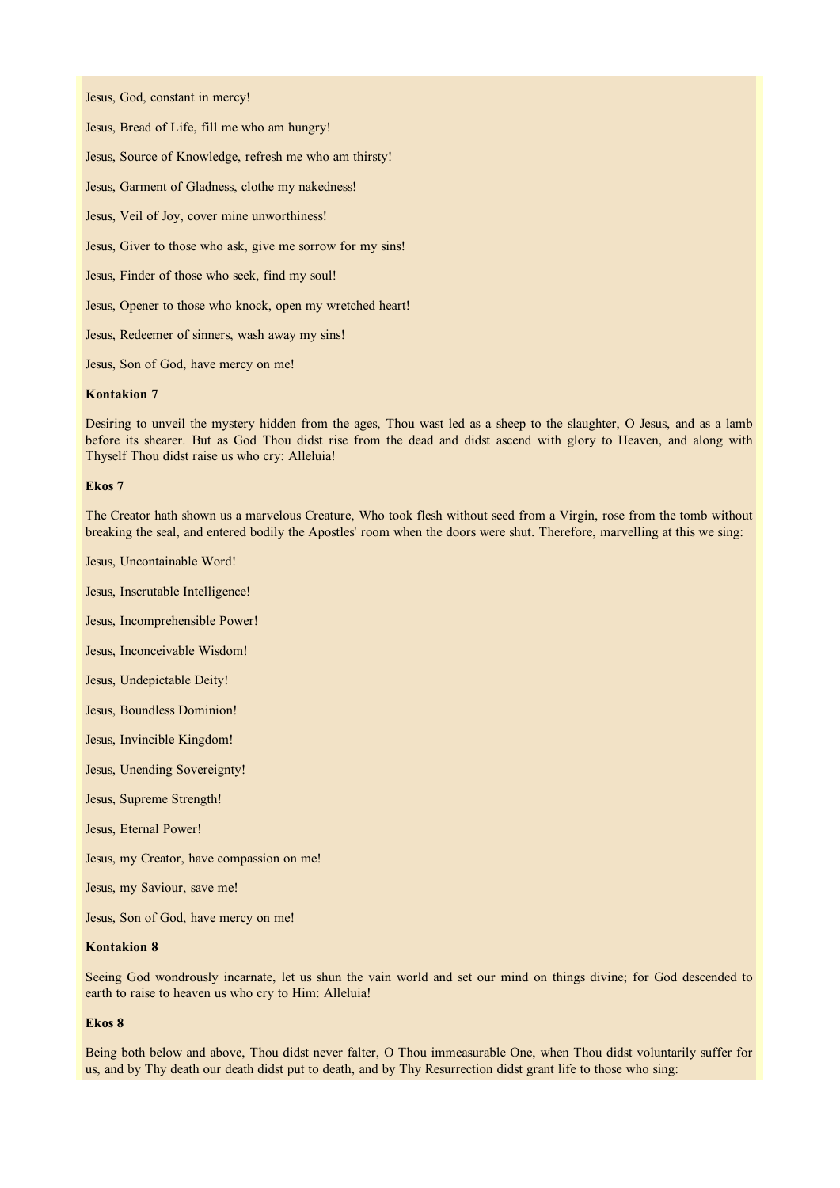Jesus, God, constant in mercy!

Jesus, Bread of Life, fill me who am hungry!

Jesus, Source of Knowledge, refresh me who am thirsty!

Jesus, Garment of Gladness, clothe my nakedness!

Jesus, Veil of Joy, cover mine unworthiness!

Jesus, Giver to those who ask, give me sorrow for my sins!

Jesus, Finder of those who seek, find my soul!

Jesus, Opener to those who knock, open my wretched heart!

Jesus, Redeemer of sinners, wash away my sins!

Jesus, Son of God, have mercy on me!

**Kontakion 7**

Desiring to unveil the mystery hidden from the ages, Thou wast led as a sheep to the slaughter, O Jesus, and as a lamb before its shearer. But as God Thou didst rise from the dead and didst ascend with glory to Heaven, and along with Thyself Thou didst raise us who cry: Alleluia!

**Ekos 7**

The Creator hath shown us a marvelous Creature, Who took flesh without seed from a Virgin, rose from the tomb without breaking the seal, and entered bodily the Apostles' room when the doors were shut. Therefore, marvelling at this we sing:

Jesus, Uncontainable Word!

Jesus, Inscrutable Intelligence!

Jesus, Incomprehensible Power!

Jesus, Inconceivable Wisdom!

Jesus, Undepictable Deity!

Jesus, Boundless Dominion!

Jesus, Invincible Kingdom!

Jesus, Unending Sovereignty!

Jesus, Supreme Strength!

Jesus, Eternal Power!

Jesus, my Creator, have compassion on me!

Jesus, my Saviour, save me!

Jesus, Son of God, have mercy on me!

**Kontakion 8**

Seeing God wondrously incarnate, let us shun the vain world and set our mind on things divine; for God descended to earth to raise to heaven us who cry to Him: Alleluia!

**Ekos 8**

Being both below and above, Thou didst never falter, O Thou immeasurable One, when Thou didst voluntarily suffer for us, and by Thy death our death didst put to death, and by Thy Resurrection didst grant life to those who sing: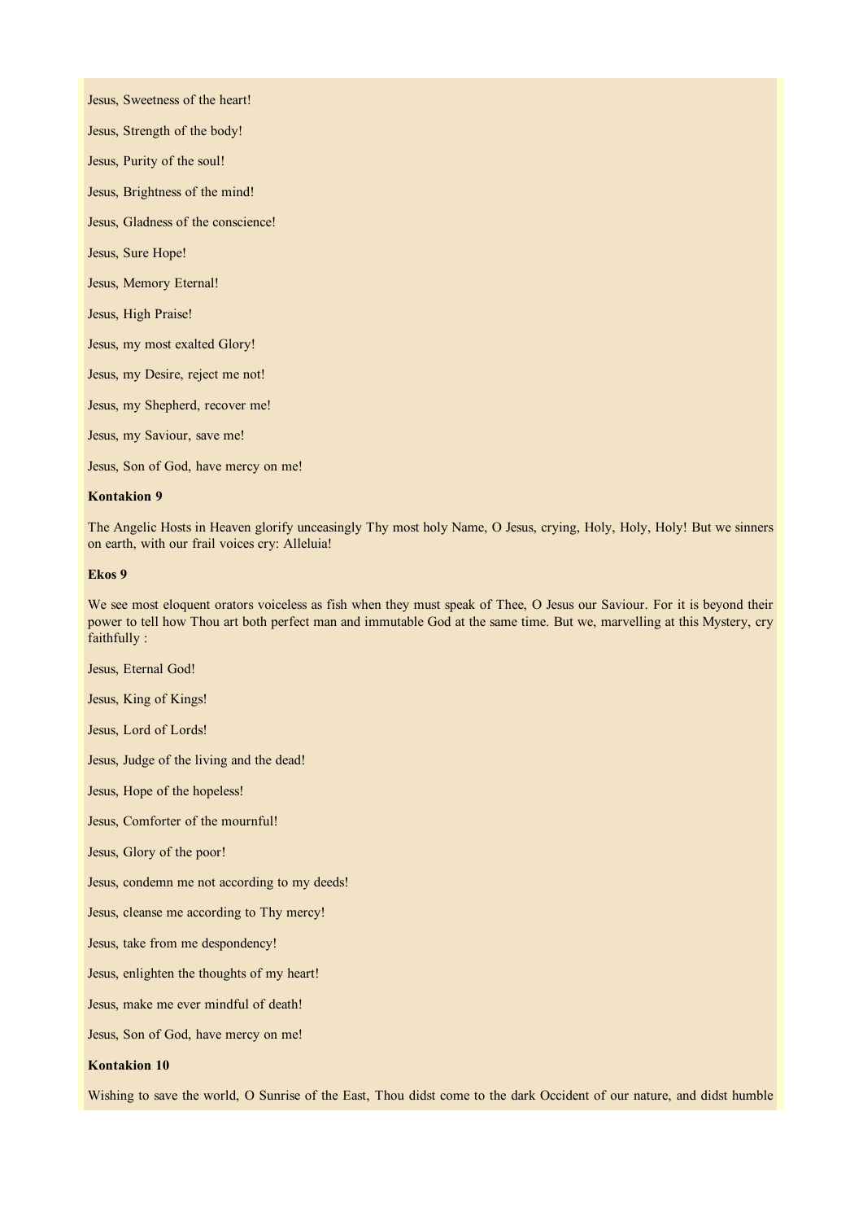Jesus, Sweetness of the heart!

Jesus, Strength of the body!

Jesus, Purity of the soul!

Jesus, Brightness of the mind!

Jesus, Gladness of the conscience!

Jesus, Sure Hope!

Jesus, Memory Eternal!

Jesus, High Praise!

Jesus, my most exalted Glory!

Jesus, my Desire, reject me not!

Jesus, my Shepherd, recover me!

Jesus, my Saviour, save me!

Jesus, Son of God, have mercy on me!

**Kontakion 9**

The Angelic Hosts in Heaven glorify unceasingly Thy most holy Name, O Jesus, crying, Holy, Holy, Holy! But we sinners on earth, with our frail voices cry: Alleluia!

**Ekos 9**

We see most eloquent orators voiceless as fish when they must speak of Thee, O Jesus our Saviour. For it is beyond their power to tell how Thou art both perfect man and immutable God at the same time. But we, marvelling at this Mystery, cry faithfully :

Jesus, Eternal God!

Jesus, King of Kings!

Jesus, Lord of Lords!

Jesus, Judge of the living and the dead!

Jesus, Hope of the hopeless!

Jesus, Comforter of the mournful!

Jesus, Glory of the poor!

Jesus, condemn me not according to my deeds!

Jesus, cleanse me according to Thy mercy!

Jesus, take from me despondency!

Jesus, enlighten the thoughts of my heart!

Jesus, make me ever mindful of death!

Jesus, Son of God, have mercy on me!

**Kontakion 10**

Wishing to save the world, O Sunrise of the East, Thou didst come to the dark Occident of our nature, and didst humble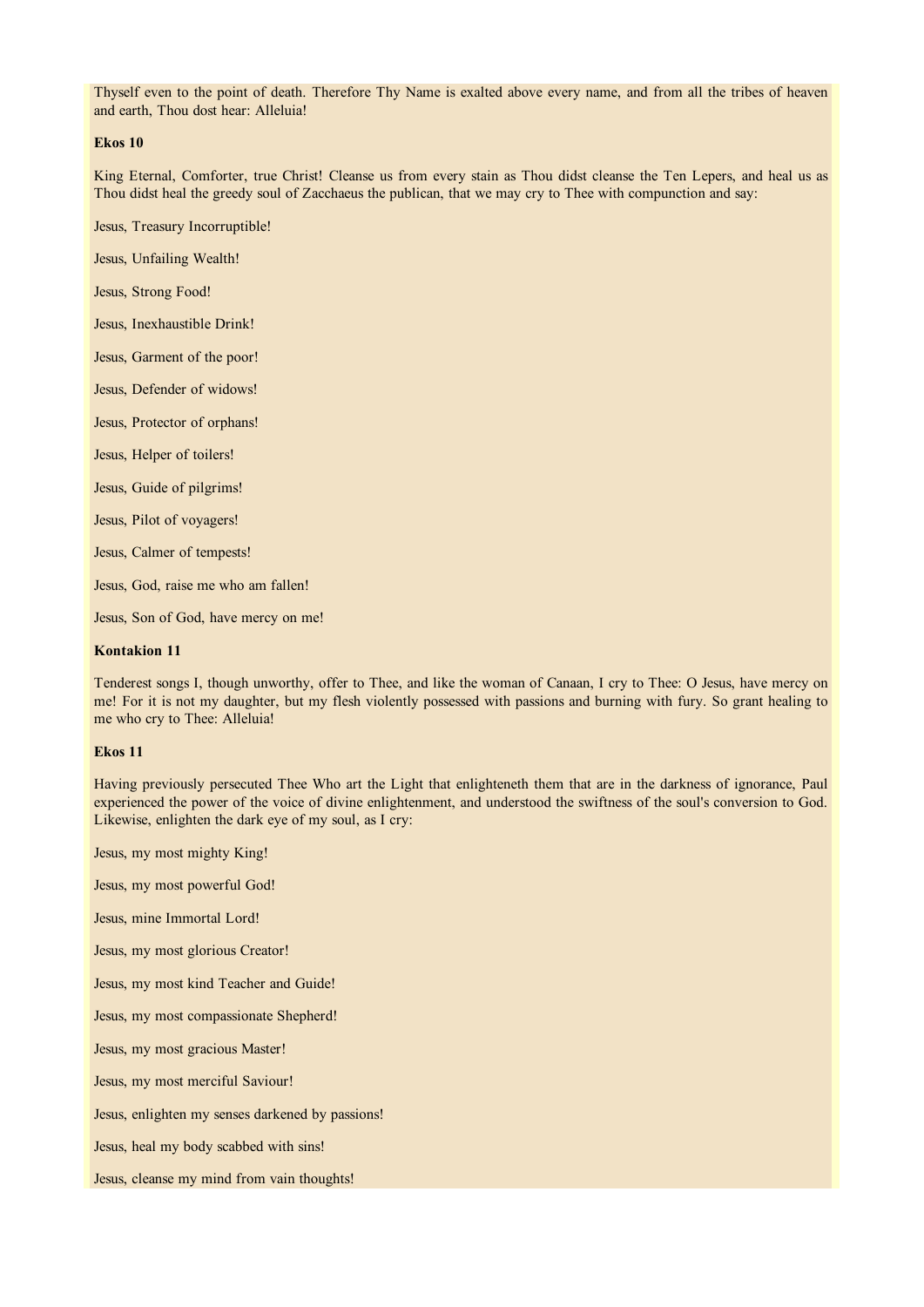Thyself even to the point of death. Therefore Thy Name is exalted above every name, and from all the tribes of heaven and earth, Thou dost hear: Alleluia!

**Ekos 10**

King Eternal, Comforter, true Christ! Cleanse us from every stain as Thou didst cleanse the Ten Lepers, and heal us as Thou didst heal the greedy soul of Zacchaeus the publican, that we may cry to Thee with compunction and say:

Jesus, Treasury Incorruptible!

Jesus, Unfailing Wealth!

Jesus, Strong Food!

Jesus, Inexhaustible Drink!

Jesus, Garment of the poor!

Jesus, Defender of widows!

Jesus, Protector of orphans!

Jesus, Helper of toilers!

Jesus, Guide of pilgrims!

Jesus, Pilot of voyagers!

Jesus, Calmer of tempests!

Jesus, God, raise me who am fallen!

Jesus, Son of God, have mercy on me!

**Kontakion 11**

Tenderest songs I, though unworthy, offer to Thee, and like the woman of Canaan, I cry to Thee: O Jesus, have mercy on me! For it is not my daughter, but my flesh violently possessed with passions and burning with fury. So grant healing to me who cry to Thee: Alleluia!

**Ekos 11**

Having previously persecuted Thee Who art the Light that enlighteneth them that are in the darkness of ignorance, Paul experienced the power of the voice of divine enlightenment, and understood the swiftness of the soul's conversion to God. Likewise, enlighten the dark eye of my soul, as I cry:

Jesus, my most mighty King!

Jesus, my most powerful God!

Jesus, mine Immortal Lord!

Jesus, my most glorious Creator!

Jesus, my most kind Teacher and Guide!

Jesus, my most compassionate Shepherd!

Jesus, my most gracious Master!

Jesus, my most merciful Saviour!

Jesus, enlighten my senses darkened by passions!

Jesus, heal my body scabbed with sins!

Jesus, cleanse my mind from vain thoughts!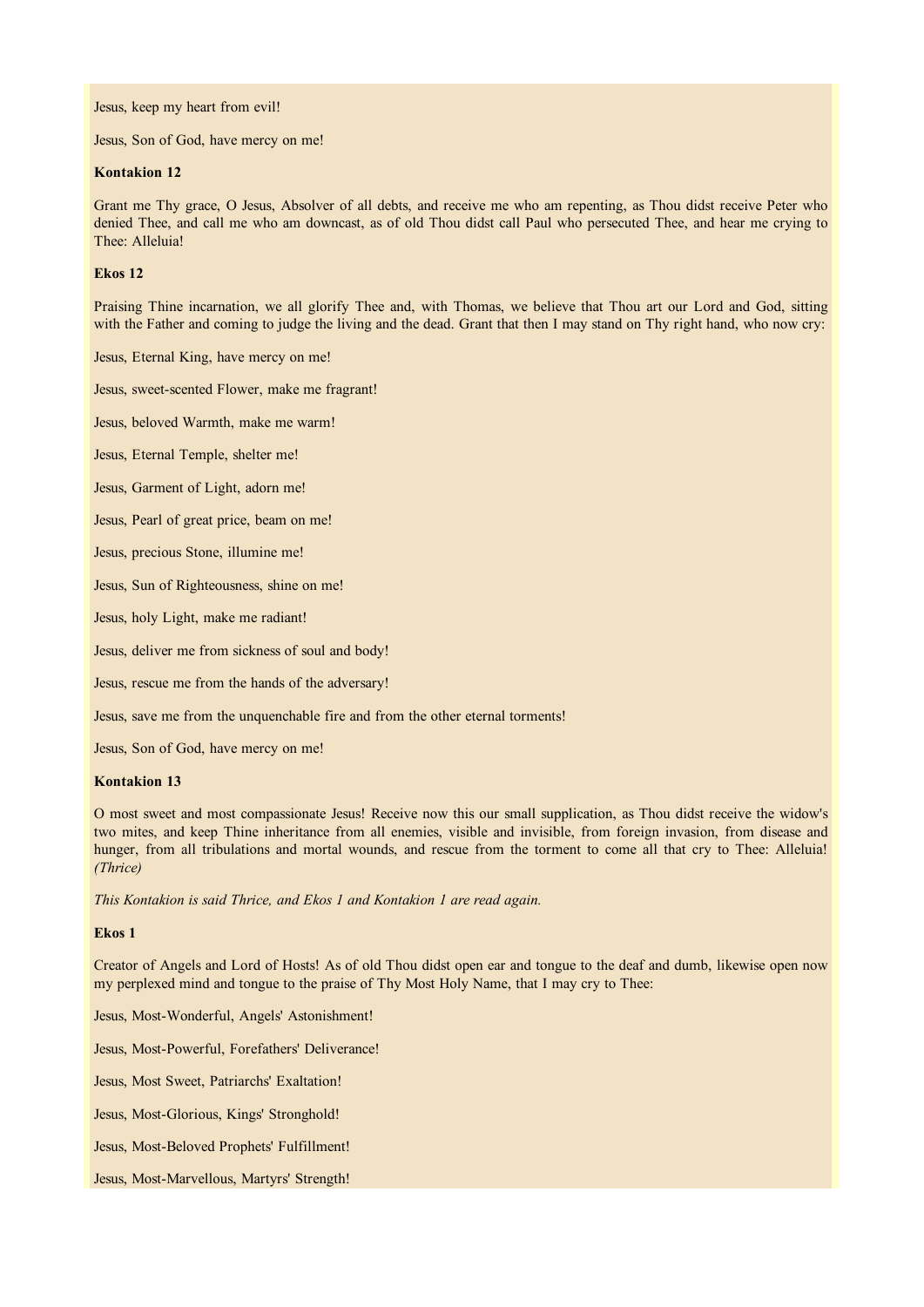Jesus, keep my heart from evil!

Jesus, Son of God, have mercy on me!

**Kontakion 12**

Grant me Thy grace, O Jesus, Absolver of all debts, and receive me who am repenting, as Thou didst receive Peter who denied Thee, and call me who am downcast, as of old Thou didst call Paul who persecuted Thee, and hear me crying to Thee: Alleluia!

**Ekos 12**

Praising Thine incarnation, we all glorify Thee and, with Thomas, we believe that Thou art our Lord and God, sitting with the Father and coming to judge the living and the dead. Grant that then I may stand on Thy right hand, who now cry:

Jesus, Eternal King, have mercy on me!

Jesus, sweet-scented Flower, make me fragrant!

Jesus, beloved Warmth, make me warm!

Jesus, Eternal Temple, shelter me!

Jesus, Garment of Light, adorn me!

Jesus, Pearl of great price, beam on me!

Jesus, precious Stone, illumine me!

Jesus, Sun of Righteousness, shine on me!

Jesus, holy Light, make me radiant!

Jesus, deliver me from sickness of soul and body!

Jesus, rescue me from the hands of the adversary!

Jesus, save me from the unquenchable fire and from the other eternal torments!

Jesus, Son of God, have mercy on me!

**Kontakion 13**

O most sweet and most compassionate Jesus! Receive now this our small supplication, as Thou didst receive the widow's two mites, and keep Thine inheritance from all enemies, visible and invisible, from foreign invasion, from disease and hunger, from all tribulations and mortal wounds, and rescue from the torment to come all that cry to Thee: Alleluia! *(Thrice)*

*This Kontakion is said Thrice, and Ekos 1 and Kontakion 1 are read again.*

**Ekos 1**

Creator of Angels and Lord of Hosts! As of old Thou didst open ear and tongue to the deaf and dumb, likewise open now my perplexed mind and tongue to the praise of Thy Most Holy Name, that I may cry to Thee:

Jesus, Most-Wonderful, Angels' Astonishment!

Jesus, Most-Powerful, Forefathers' Deliverance!

Jesus, Most Sweet, Patriarchs' Exaltation!

Jesus, Most-Glorious, Kings' Stronghold!

Jesus, Most-Beloved Prophets' Fulfillment!

Jesus, Most-Marvellous, Martyrs' Strength!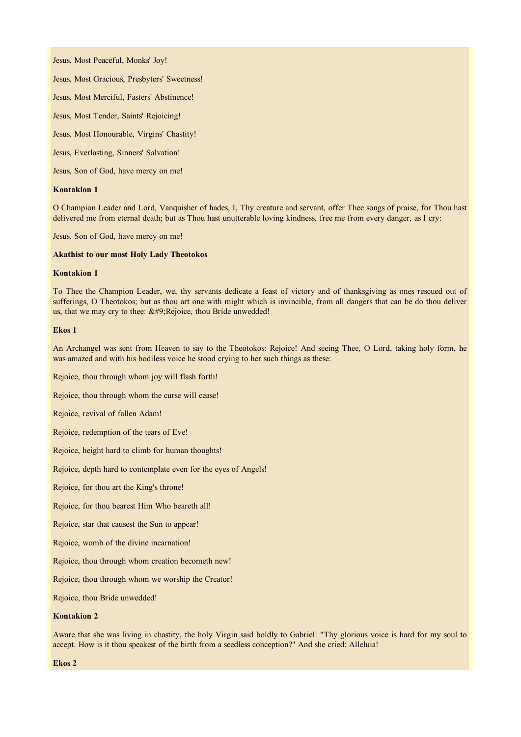Jesus, Most Peaceful, Monks' Joy!

Jesus, Most Gracious, Presbyters' Sweetness!

Jesus, Most Merciful, Fasters' Abstinence!

Jesus, Most Tender, Saints' Rejoicing!

Jesus, Most Honourable, Virgins' Chastity!

Jesus, Everlasting, Sinners' Salvation!

Jesus, Son of God, have mercy on me!

**Kontakion 1**

O Champion Leader and Lord, Vanquisher of hades, I, Thy creature and servant, offer Thee songs of praise, for Thou hast delivered me from eternal death; but as Thou hast unutterable loving kindness, free me from every danger, as I cry:

Jesus, Son of God, have mercy on me!

**Akathist to our most Holy Lady Theotokos**

**Kontakion 1**

To Thee the Champion Leader, we, thy servants dedicate a feast of victory and of thanksgiving as ones rescued out of sufferings, O Theotokos; but as thou art one with might which is invincible, from all dangers that can be do thou deliver us, that we may cry to thee: &#9;Rejoice, thou Bride unwedded!

**Ekos 1**

An Archangel was sent from Heaven to say to the Theotokos: Rejoice! And seeing Thee, O Lord, taking holy form, he was amazed and with his bodiless voice he stood crying to her such things as these:

Rejoice, thou through whom joy will flash forth!

Rejoice, thou through whom the curse will cease!

Rejoice, revival of fallen Adam!

Rejoice, redemption of the tears of Eve!

Rejoice, height hard to climb for human thoughts!

Rejoice, depth hard to contemplate even for the eyes of Angels!

Rejoice, for thou art the King's throne!

Rejoice, for thou bearest Him Who beareth all!

Rejoice, star that causest the Sun to appear!

Rejoice, womb of the divine incarnation!

Rejoice, thou through whom creation becometh new!

Rejoice, thou through whom we worship the Creator!

Rejoice, thou Bride unwedded!

**Kontakion 2**

Aware that she was living in chastity, the holy Virgin said boldly to Gabriel: "Thy glorious voice is hard for my soul to accept. How is it thou speakest of the birth from a seedless conception?" And she cried: Alleluia!

**Ekos 2**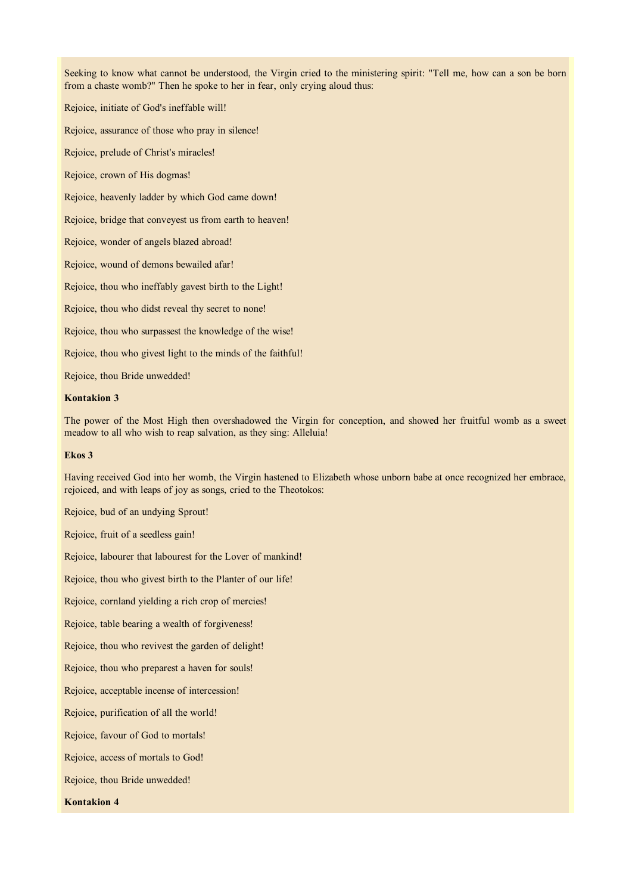Seeking to know what cannot be understood, the Virgin cried to the ministering spirit: "Tell me, how can a son be born from a chaste womb?" Then he spoke to her in fear, only crying aloud thus:

Rejoice, initiate of God's ineffable will!

Rejoice, assurance of those who pray in silence!

Rejoice, prelude of Christ's miracles!

Rejoice, crown of His dogmas!

Rejoice, heavenly ladder by which God came down!

Rejoice, bridge that conveyest us from earth to heaven!

Rejoice, wonder of angels blazed abroad!

Rejoice, wound of demons bewailed afar!

Rejoice, thou who ineffably gavest birth to the Light!

Rejoice, thou who didst reveal thy secret to none!

Rejoice, thou who surpassest the knowledge of the wise!

Rejoice, thou who givest light to the minds of the faithful!

Rejoice, thou Bride unwedded!

**Kontakion 3**

The power of the Most High then overshadowed the Virgin for conception, and showed her fruitful womb as a sweet meadow to all who wish to reap salvation, as they sing: Alleluia!

**Ekos 3**

Having received God into her womb, the Virgin hastened to Elizabeth whose unborn babe at once recognized her embrace, rejoiced, and with leaps of joy as songs, cried to the Theotokos:

Rejoice, bud of an undying Sprout!

Rejoice, fruit of a seedless gain!

Rejoice, labourer that labourest for the Lover of mankind!

Rejoice, thou who givest birth to the Planter of our life!

Rejoice, cornland yielding a rich crop of mercies!

Rejoice, table bearing a wealth of forgiveness!

Rejoice, thou who revivest the garden of delight!

Rejoice, thou who preparest a haven for souls!

Rejoice, acceptable incense of intercession!

Rejoice, purification of all the world!

Rejoice, favour of God to mortals!

Rejoice, access of mortals to God!

Rejoice, thou Bride unwedded!

**Kontakion 4**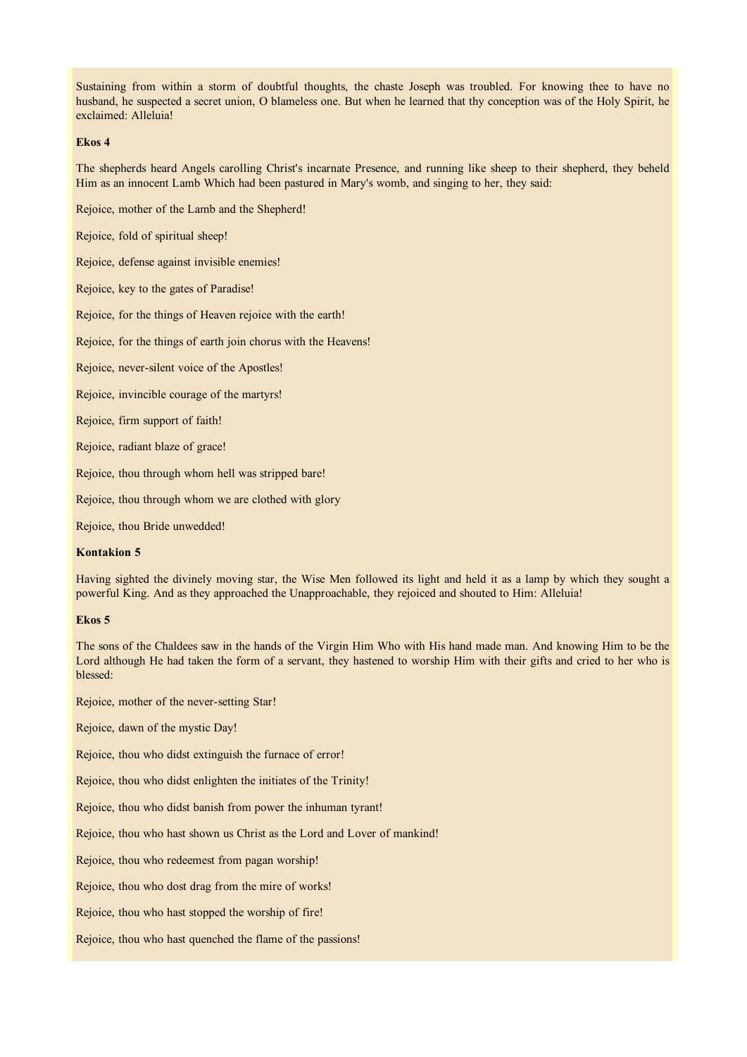Sustaining from within a storm of doubtful thoughts, the chaste Joseph was troubled. For knowing thee to have no husband, he suspected a secret union, O blameless one. But when he learned that thy conception was of the Holy Spirit, he exclaimed: Alleluia!

**Ekos 4**

The shepherds heard Angels carolling Christ's incarnate Presence, and running like sheep to their shepherd, they beheld Him as an innocent Lamb Which had been pastured in Mary's womb, and singing to her, they said:

Rejoice, mother of the Lamb and the Shepherd!

Rejoice, fold of spiritual sheep!

Rejoice, defense against invisible enemies!

Rejoice, key to the gates of Paradise!

Rejoice, for the things of Heaven rejoice with the earth!

Rejoice, for the things of earth join chorus with the Heavens!

Rejoice, never-silent voice of the Apostles!

Rejoice, invincible courage of the martyrs!

Rejoice, firm support of faith!

Rejoice, radiant blaze of grace!

Rejoice, thou through whom hell was stripped bare!

Rejoice, thou through whom we are clothed with glory

Rejoice, thou Bride unwedded!

**Kontakion 5**

Having sighted the divinely moving star, the Wise Men followed its light and held it as a lamp by which they sought a powerful King. And as they approached the Unapproachable, they rejoiced and shouted to Him: Alleluia!

**Ekos 5**

The sons of the Chaldees saw in the hands of the Virgin Him Who with His hand made man. And knowing Him to be the Lord although He had taken the form of a servant, they hastened to worship Him with their gifts and cried to her who is blessed:

Rejoice, mother of the never-setting Star!

Rejoice, dawn of the mystic Day!

Rejoice, thou who didst extinguish the furnace of error!

Rejoice, thou who didst enlighten the initiates of the Trinity!

Rejoice, thou who didst banish from power the inhuman tyrant!

Rejoice, thou who hast shown us Christ as the Lord and Lover of mankind!

Rejoice, thou who redeemest from pagan worship!

Rejoice, thou who dost drag from the mire of works!

Rejoice, thou who hast stopped the worship of fire!

Rejoice, thou who hast quenched the flame of the passions!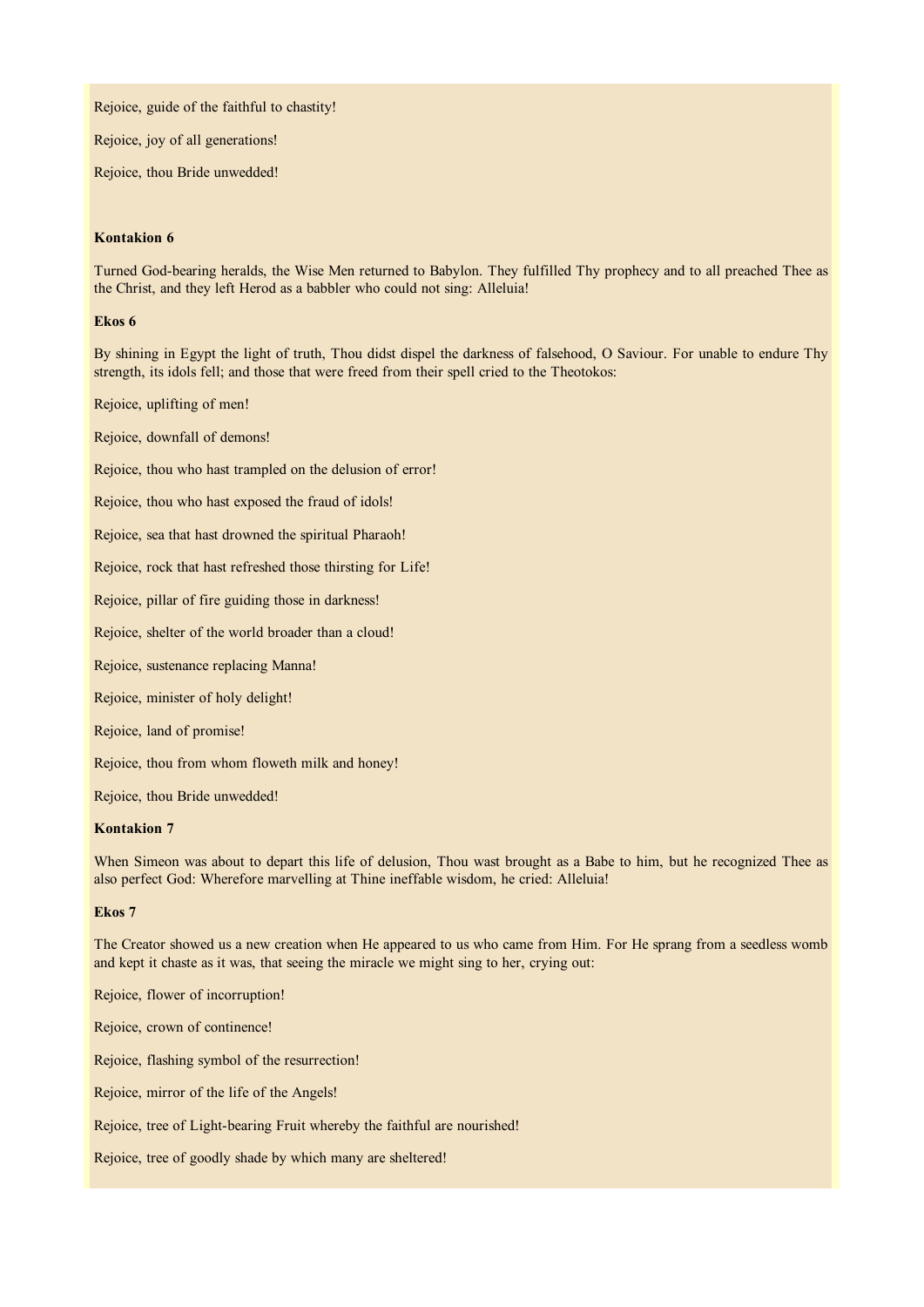Rejoice, guide of the faithful to chastity!

Rejoice, joy of all generations!

Rejoice, thou Bride unwedded!

**Kontakion 6**

Turned God-bearing heralds, the Wise Men returned to Babylon. They fulfilled Thy prophecy and to all preached Thee as the Christ, and they left Herod as a babbler who could not sing: Alleluia!

**Ekos 6**

By shining in Egypt the light of truth, Thou didst dispel the darkness of falsehood, O Saviour. For unable to endure Thy strength, its idols fell; and those that were freed from their spell cried to the Theotokos:

Rejoice, uplifting of men!

Rejoice, downfall of demons!

Rejoice, thou who hast trampled on the delusion of error!

Rejoice, thou who hast exposed the fraud of idols!

Rejoice, sea that hast drowned the spiritual Pharaoh!

Rejoice, rock that hast refreshed those thirsting for Life!

Rejoice, pillar of fire guiding those in darkness!

Rejoice, shelter of the world broader than a cloud!

Rejoice, sustenance replacing Manna!

Rejoice, minister of holy delight!

Rejoice, land of promise!

Rejoice, thou from whom floweth milk and honey!

Rejoice, thou Bride unwedded!

**Kontakion 7**

When Simeon was about to depart this life of delusion, Thou wast brought as a Babe to him, but he recognized Thee as also perfect God: Wherefore marvelling at Thine ineffable wisdom, he cried: Alleluia!

**Ekos 7**

The Creator showed us a new creation when He appeared to us who came from Him. For He sprang from a seedless womb and kept it chaste as it was, that seeing the miracle we might sing to her, crying out:

Rejoice, flower of incorruption!

Rejoice, crown of continence!

Rejoice, flashing symbol of the resurrection!

Rejoice, mirror of the life of the Angels!

Rejoice, tree of Light-bearing Fruit whereby the faithful are nourished!

Rejoice, tree of goodly shade by which many are sheltered!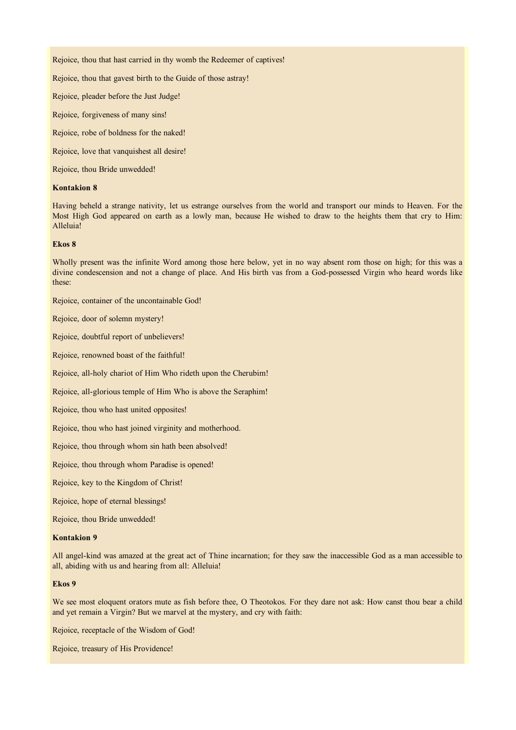Rejoice, thou that hast carried in thy womb the Redeemer of captives!

Rejoice, thou that gavest birth to the Guide of those astray!

Rejoice, pleader before the Just Judge!

Rejoice, forgiveness of many sins!

Rejoice, robe of boldness for the naked!

Rejoice, love that vanquishest all desire!

Rejoice, thou Bride unwedded!

**Kontakion 8**

Having beheld a strange nativity, let us estrange ourselves from the world and transport our minds to Heaven. For the Most High God appeared on earth as a lowly man, because He wished to draw to the heights them that cry to Him: Alleluia!

**Ekos 8**

Wholly present was the infinite Word among those here below, yet in no way absent rom those on high; for this was a divine condescension and not a change of place. And His birth vas from a God-possessed Virgin who heard words like these:

Rejoice, container of the uncontainable God!

Rejoice, door of solemn mystery!

Rejoice, doubtful report of unbelievers!

Rejoice, renowned boast of the faithful!

Rejoice, all-holy chariot of Him Who rideth upon the Cherubim!

Rejoice, all-glorious temple of Him Who is above the Seraphim!

Rejoice, thou who hast united opposites!

Rejoice, thou who hast joined virginity and motherhood.

Rejoice, thou through whom sin hath been absolved!

Rejoice, thou through whom Paradise is opened!

Rejoice, key to the Kingdom of Christ!

Rejoice, hope of eternal blessings!

Rejoice, thou Bride unwedded!

**Kontakion 9**

All angel-kind was amazed at the great act of Thine incarnation; for they saw the inaccessible God as a man accessible to all, abiding with us and hearing from all: Alleluia!

**Ekos 9**

We see most eloquent orators mute as fish before thee, O Theotokos. For they dare not ask: How canst thou bear a child and yet remain a Virgin? But we marvel at the mystery, and cry with faith:

Rejoice, receptacle of the Wisdom of God!

Rejoice, treasury of His Providence!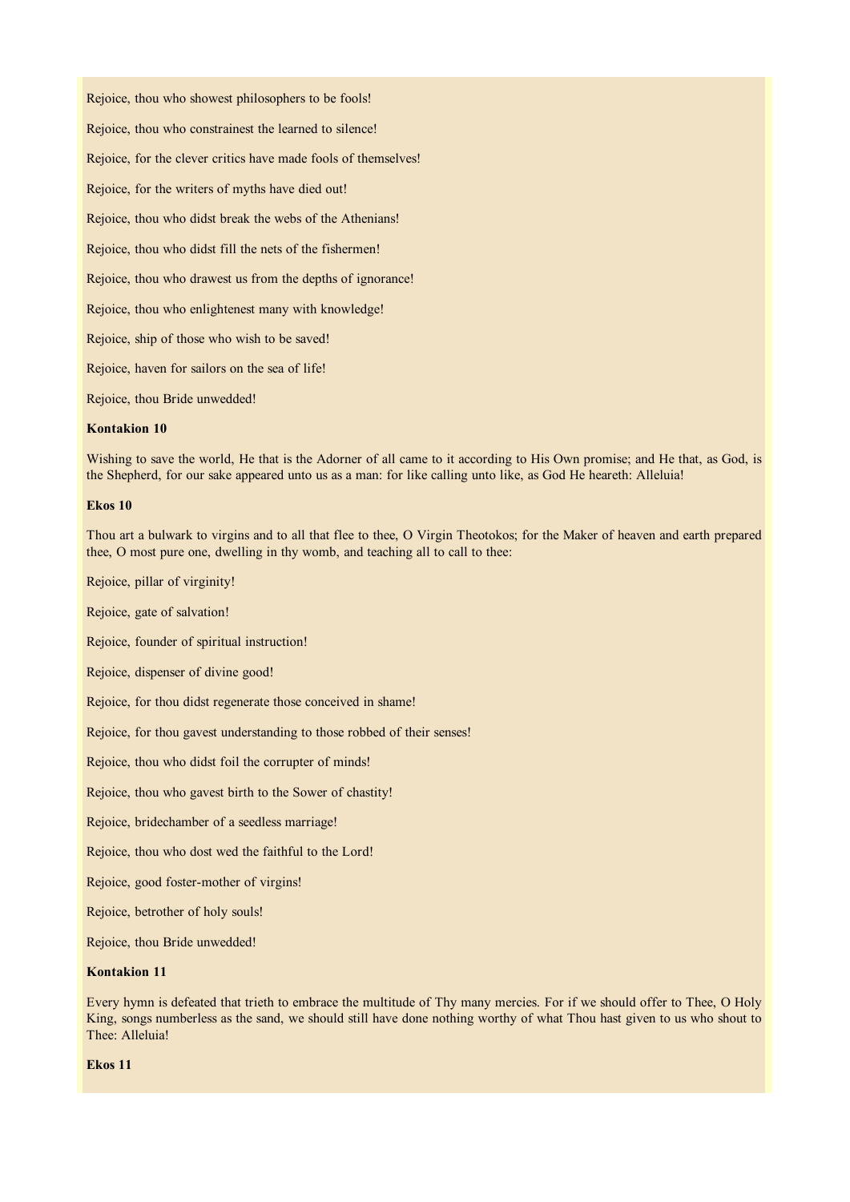Rejoice, thou who showest philosophers to be fools!

Rejoice, thou who constrainest the learned to silence!

Rejoice, for the clever critics have made fools of themselves!

Rejoice, for the writers of myths have died out!

Rejoice, thou who didst break the webs of the Athenians!

Rejoice, thou who didst fill the nets of the fishermen!

Rejoice, thou who drawest us from the depths of ignorance!

Rejoice, thou who enlightenest many with knowledge!

Rejoice, ship of those who wish to be saved!

Rejoice, haven for sailors on the sea of life!

Rejoice, thou Bride unwedded!

**Kontakion 10**

Wishing to save the world, He that is the Adorner of all came to it according to His Own promise; and He that, as God, is the Shepherd, for our sake appeared unto us as a man: for like calling unto like, as God He heareth: Alleluia!

**Ekos 10**

Thou art a bulwark to virgins and to all that flee to thee, O Virgin Theotokos; for the Maker of heaven and earth prepared thee, O most pure one, dwelling in thy womb, and teaching all to call to thee:

Rejoice, pillar of virginity!

Rejoice, gate of salvation!

Rejoice, founder of spiritual instruction!

Rejoice, dispenser of divine good!

Rejoice, for thou didst regenerate those conceived in shame!

Rejoice, for thou gavest understanding to those robbed of their senses!

Rejoice, thou who didst foil the corrupter of minds!

Rejoice, thou who gavest birth to the Sower of chastity!

Rejoice, bridechamber of a seedless marriage!

Rejoice, thou who dost wed the faithful to the Lord!

Rejoice, good foster-mother of virgins!

Rejoice, betrother of holy souls!

Rejoice, thou Bride unwedded!

**Kontakion 11**

Every hymn is defeated that trieth to embrace the multitude of Thy many mercies. For if we should offer to Thee, O Holy King, songs numberless as the sand, we should still have done nothing worthy of what Thou hast given to us who shout to Thee: Alleluia!

**Ekos 11**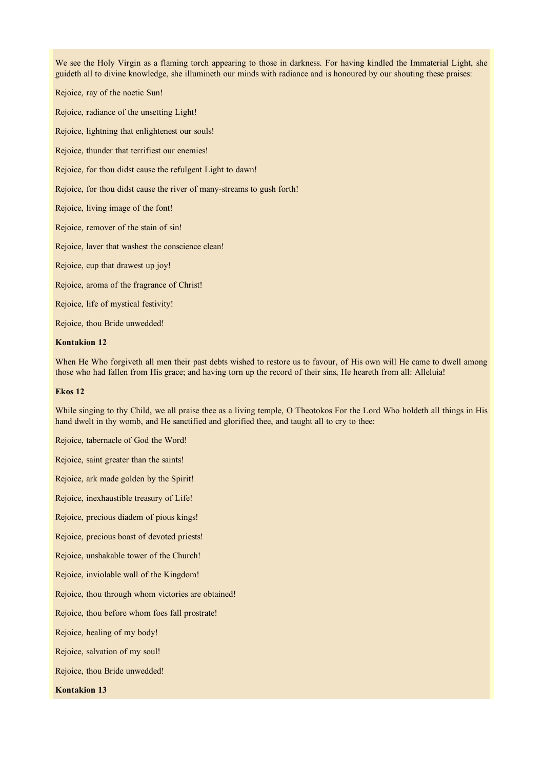We see the Holy Virgin as a flaming torch appearing to those in darkness. For having kindled the Immaterial Light, she guideth all to divine knowledge, she illumineth our minds with radiance and is honoured by our shouting these praises:

Rejoice, ray of the noetic Sun!

Rejoice, radiance of the unsetting Light!

Rejoice, lightning that enlightenest our souls!

Rejoice, thunder that terrifiest our enemies!

Rejoice, for thou didst cause the refulgent Light to dawn!

Rejoice, for thou didst cause the river of many-streams to gush forth!

Rejoice, living image of the font!

Rejoice, remover of the stain of sin!

Rejoice, laver that washest the conscience clean!

Rejoice, cup that drawest up joy!

Rejoice, aroma of the fragrance of Christ!

Rejoice, life of mystical festivity!

Rejoice, thou Bride unwedded!

**Kontakion 12**

When He Who forgiveth all men their past debts wished to restore us to favour, of His own will He came to dwell among those who had fallen from His grace; and having torn up the record of their sins, He heareth from all: Alleluia!

**Ekos 12**

While singing to thy Child, we all praise thee as a living temple, O Theotokos For the Lord Who holdeth all things in His hand dwelt in thy womb, and He sanctified and glorified thee, and taught all to cry to thee:

Rejoice, tabernacle of God the Word!

Rejoice, saint greater than the saints!

Rejoice, ark made golden by the Spirit!

Rejoice, inexhaustible treasury of Life!

Rejoice, precious diadem of pious kings!

Rejoice, precious boast of devoted priests!

Rejoice, unshakable tower of the Church!

Rejoice, inviolable wall of the Kingdom!

Rejoice, thou through whom victories are obtained!

Rejoice, thou before whom foes fall prostrate!

Rejoice, healing of my body!

Rejoice, salvation of my soul!

Rejoice, thou Bride unwedded!

**Kontakion 13**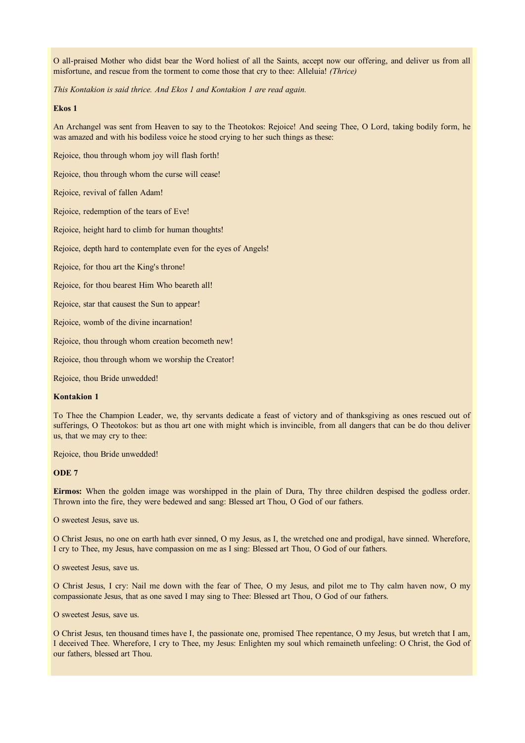O all-praised Mother who didst bear the Word holiest of all the Saints, accept now our offering, and deliver us from all misfortune, and rescue from the torment to come those that cry to thee: Alleluia! *(Thrice)*

*This Kontakion is said thrice. And Ekos 1 and Kontakion 1 are read again.*

**Ekos 1**

An Archangel was sent from Heaven to say to the Theotokos: Rejoice! And seeing Thee, O Lord, taking bodily form, he was amazed and with his bodiless voice he stood crying to her such things as these:

Rejoice, thou through whom joy will flash forth!

Rejoice, thou through whom the curse will cease!

Rejoice, revival of fallen Adam!

Rejoice, redemption of the tears of Eve!

Rejoice, height hard to climb for human thoughts!

Rejoice, depth hard to contemplate even for the eyes of Angels!

Rejoice, for thou art the King's throne!

Rejoice, for thou bearest Him Who beareth all!

Rejoice, star that causest the Sun to appear!

Rejoice, womb of the divine incarnation!

Rejoice, thou through whom creation becometh new!

Rejoice, thou through whom we worship the Creator!

Rejoice, thou Bride unwedded!

**Kontakion 1**

To Thee the Champion Leader, we, thy servants dedicate a feast of victory and of thanksgiving as ones rescued out of sufferings, O Theotokos: but as thou art one with might which is invincible, from all dangers that can be do thou deliver us, that we may cry to thee:

Rejoice, thou Bride unwedded!

**ODE 7**

**Eirmos:** When the golden image was worshipped in the plain of Dura, Thy three children despised the godless order. Thrown into the fire, they were bedewed and sang: Blessed art Thou, O God of our fathers.

O sweetest Jesus, save us.

O Christ Jesus, no one on earth hath ever sinned, O my Jesus, as I, the wretched one and prodigal, have sinned. Wherefore, I cry to Thee, my Jesus, have compassion on me as I sing: Blessed art Thou, O God of our fathers.

O sweetest Jesus, save us.

O Christ Jesus, I cry: Nail me down with the fear of Thee, O my Jesus, and pilot me to Thy calm haven now, O my compassionate Jesus, that as one saved I may sing to Thee: Blessed art Thou, O God of our fathers.

O sweetest Jesus, save us.

O Christ Jesus, ten thousand times have I, the passionate one, promised Thee repentance, O my Jesus, but wretch that I am, I deceived Thee. Wherefore, I cry to Thee, my Jesus: Enlighten my soul which remaineth unfeeling: O Christ, the God of our fathers, blessed art Thou.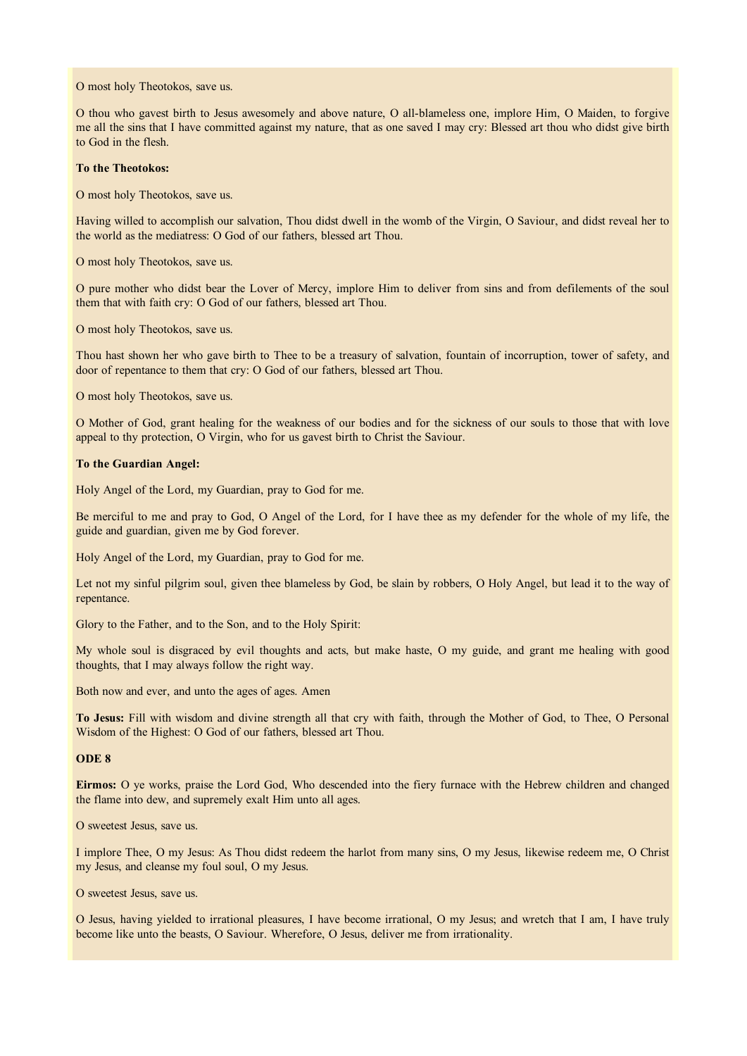O most holy Theotokos, save us.

O thou who gavest birth to Jesus awesomely and above nature, O all-blameless one, implore Him, O Maiden, to forgive me all the sins that I have committed against my nature, that as one saved I may cry: Blessed art thou who didst give birth to God in the flesh.

**To the Theotokos:**

O most holy Theotokos, save us.

Having willed to accomplish our salvation, Thou didst dwell in the womb of the Virgin, O Saviour, and didst reveal her to the world as the mediatress: O God of our fathers, blessed art Thou.

O most holy Theotokos, save us.

O pure mother who didst bear the Lover of Mercy, implore Him to deliver from sins and from defilements of the soul them that with faith cry: O God of our fathers, blessed art Thou.

O most holy Theotokos, save us.

Thou hast shown her who gave birth to Thee to be a treasury of salvation, fountain of incorruption, tower of safety, and door of repentance to them that cry: O God of our fathers, blessed art Thou.

O most holy Theotokos, save us.

O Mother of God, grant healing for the weakness of our bodies and for the sickness of our souls to those that with love appeal to thy protection, O Virgin, who for us gavest birth to Christ the Saviour.

**To the Guardian Angel:**

Holy Angel of the Lord, my Guardian, pray to God for me.

Be merciful to me and pray to God, O Angel of the Lord, for I have thee as my defender for the whole of my life, the guide and guardian, given me by God forever.

Holy Angel of the Lord, my Guardian, pray to God for me.

Let not my sinful pilgrim soul, given thee blameless by God, be slain by robbers, O Holy Angel, but lead it to the way of repentance.

Glory to the Father, and to the Son, and to the Holy Spirit:

My whole soul is disgraced by evil thoughts and acts, but make haste, O my guide, and grant me healing with good thoughts, that I may always follow the right way.

Both now and ever, and unto the ages of ages. Amen

**To Jesus:** Fill with wisdom and divine strength all that cry with faith, through the Mother of God, to Thee, O Personal Wisdom of the Highest: O God of our fathers, blessed art Thou.

**ODE 8**

**Eirmos:** O ye works, praise the Lord God, Who descended into the fiery furnace with the Hebrew children and changed the flame into dew, and supremely exalt Him unto all ages.

O sweetest Jesus, save us.

I implore Thee, O my Jesus: As Thou didst redeem the harlot from many sins, O my Jesus, likewise redeem me, O Christ my Jesus, and cleanse my foul soul, O my Jesus.

O sweetest Jesus, save us.

O Jesus, having yielded to irrational pleasures, I have become irrational, O my Jesus; and wretch that I am, I have truly become like unto the beasts, O Saviour. Wherefore, O Jesus, deliver me from irrationality.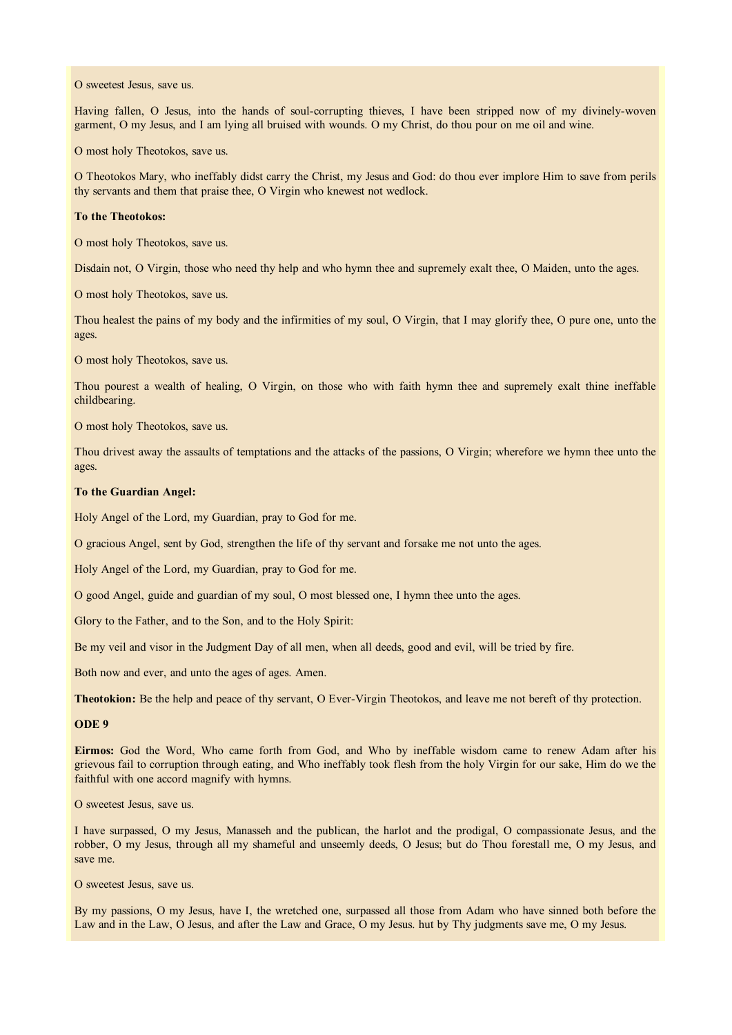O sweetest Jesus, save us.

Having fallen, O Jesus, into the hands of soul-corrupting thieves, I have been stripped now of my divinely-woven garment, O my Jesus, and I am lying all bruised with wounds. O my Christ, do thou pour on me oil and wine.

O most holy Theotokos, save us.

O Theotokos Mary, who ineffably didst carry the Christ, my Jesus and God: do thou ever implore Him to save from perils thy servants and them that praise thee, O Virgin who knewest not wedlock.

**To the Theotokos:**

O most holy Theotokos, save us.

Disdain not, O Virgin, those who need thy help and who hymn thee and supremely exalt thee, O Maiden, unto the ages.

O most holy Theotokos, save us.

Thou healest the pains of my body and the infirmities of my soul, O Virgin, that I may glorify thee, O pure one, unto the ages.

O most holy Theotokos, save us.

Thou pourest a wealth of healing, O Virgin, on those who with faith hymn thee and supremely exalt thine ineffable childbearing.

O most holy Theotokos, save us.

Thou drivest away the assaults of temptations and the attacks of the passions, O Virgin; wherefore we hymn thee unto the ages.

**To the Guardian Angel:**

Holy Angel of the Lord, my Guardian, pray to God for me.

O gracious Angel, sent by God, strengthen the life of thy servant and forsake me not unto the ages.

Holy Angel of the Lord, my Guardian, pray to God for me.

O good Angel, guide and guardian of my soul, O most blessed one, I hymn thee unto the ages.

Glory to the Father, and to the Son, and to the Holy Spirit:

Be my veil and visor in the Judgment Day of all men, when all deeds, good and evil, will be tried by fire.

Both now and ever, and unto the ages of ages. Amen.

**Theotokion:** Be the help and peace of thy servant, O Ever-Virgin Theotokos, and leave me not bereft of thy protection.

**ODE 9**

**Eirmos:** God the Word, Who came forth from God, and Who by ineffable wisdom came to renew Adam after his grievous fail to corruption through eating, and Who ineffably took flesh from the holy Virgin for our sake, Him do we the faithful with one accord magnify with hymns.

O sweetest Jesus, save us.

I have surpassed, O my Jesus, Manasseh and the publican, the harlot and the prodigal, O compassionate Jesus, and the robber, O my Jesus, through all my shameful and unseemly deeds, O Jesus; but do Thou forestall me, O my Jesus, and save me.

O sweetest Jesus, save us.

By my passions, O my Jesus, have I, the wretched one, surpassed all those from Adam who have sinned both before the Law and in the Law, O Jesus, and after the Law and Grace, O my Jesus. hut by Thy judgments save me, O my Jesus.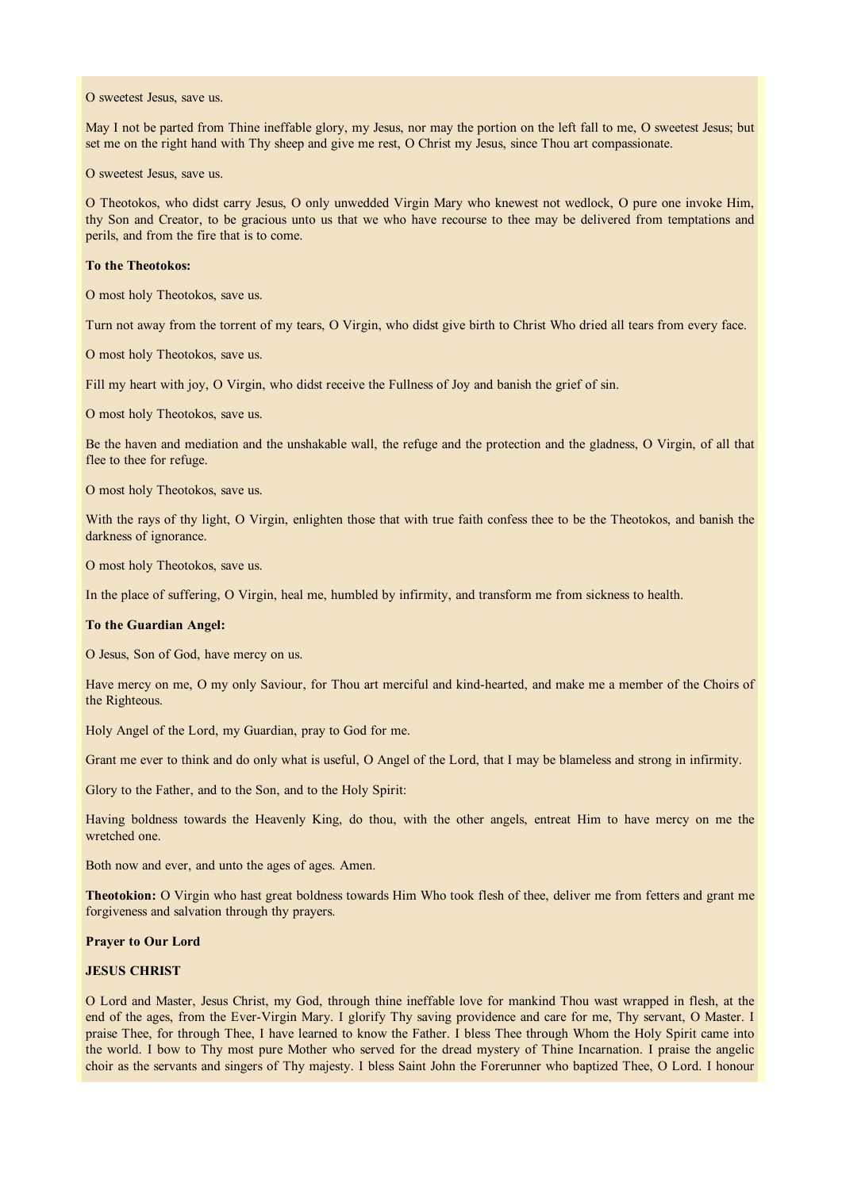O sweetest Jesus, save us.

May I not be parted from Thine ineffable glory, my Jesus, nor may the portion on the left fall to me, O sweetest Jesus; but set me on the right hand with Thy sheep and give me rest, O Christ my Jesus, since Thou art compassionate.

O sweetest Jesus, save us.

O Theotokos, who didst carry Jesus, O only unwedded Virgin Mary who knewest not wedlock, O pure one invoke Him, thy Son and Creator, to be gracious unto us that we who have recourse to thee may be delivered from temptations and perils, and from the fire that is to come.

**To the Theotokos:**

O most holy Theotokos, save us.

Turn not away from the torrent of my tears, O Virgin, who didst give birth to Christ Who dried all tears from every face.

O most holy Theotokos, save us.

Fill my heart with joy, O Virgin, who didst receive the Fullness of Joy and banish the grief of sin.

O most holy Theotokos, save us.

Be the haven and mediation and the unshakable wall, the refuge and the protection and the gladness, O Virgin, of all that flee to thee for refuge.

O most holy Theotokos, save us.

With the rays of thy light, O Virgin, enlighten those that with true faith confess thee to be the Theotokos, and banish the darkness of ignorance.

O most holy Theotokos, save us.

In the place of suffering, O Virgin, heal me, humbled by infirmity, and transform me from sickness to health.

**To the Guardian Angel:**

O Jesus, Son of God, have mercy on us.

Have mercy on me, O my only Saviour, for Thou art merciful and kind-hearted, and make me a member of the Choirs of the Righteous.

Holy Angel of the Lord, my Guardian, pray to God for me.

Grant me ever to think and do only what is useful, O Angel of the Lord, that I may be blameless and strong in infirmity.

Glory to the Father, and to the Son, and to the Holy Spirit:

Having boldness towards the Heavenly King, do thou, with the other angels, entreat Him to have mercy on me the wretched one.

Both now and ever, and unto the ages of ages. Amen.

**Theotokion:** O Virgin who hast great boldness towards Him Who took flesh of thee, deliver me from fetters and grant me forgiveness and salvation through thy prayers.

**Prayer to Our Lord**

**JESUS CHRIST**

O Lord and Master, Jesus Christ, my God, through thine ineffable love for mankind Thou wast wrapped in flesh, at the end of the ages, from the Ever-Virgin Mary. I glorify Thy saving providence and care for me, Thy servant, O Master. I praise Thee, for through Thee, I have learned to know the Father. I bless Thee through Whom the Holy Spirit came into the world. I bow to Thy most pure Mother who served for the dread mystery of Thine Incarnation. I praise the angelic choir as the servants and singers of Thy majesty. I bless Saint John the Forerunner who baptized Thee, O Lord. I honour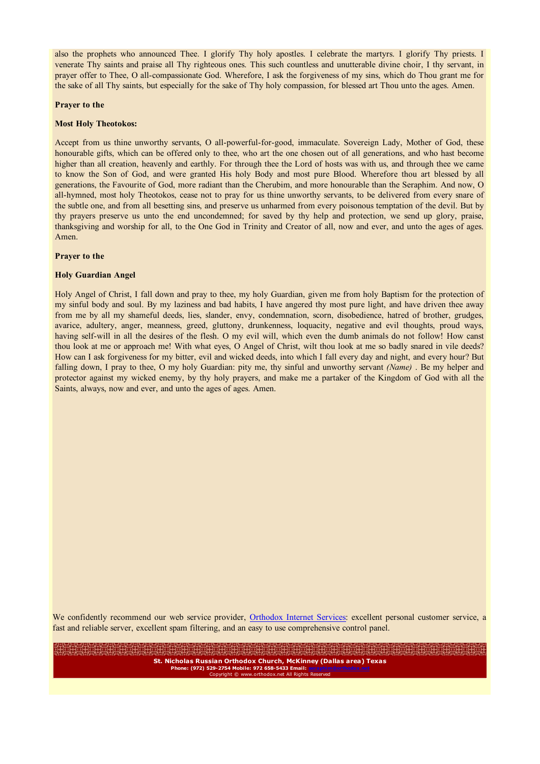also the prophets who announced Thee. I glorify Thy holy apostles. I celebrate the martyrs. I glorify Thy priests. I venerate Thy saints and praise all Thy righteous ones. This such countless and unutterable divine choir, I thy servant, in prayer offer to Thee, O all-compassionate God. Wherefore, I ask the forgiveness of my sins, which do Thou grant me for the sake of all Thy saints, but especially for the sake of Thy holy compassion, for blessed art Thou unto the ages. Amen.

**Prayer to the**

**Most Holy Theotokos:**

Accept from us thine unworthy servants, O all-powerful-for-good, immaculate. Sovereign Lady, Mother of God, these honourable gifts, which can be offered only to thee, who art the one chosen out of all generations, and who hast become higher than all creation, heavenly and earthly. For through thee the Lord of hosts was with us, and through thee we came to know the Son of God, and were granted His holy Body and most pure Blood. Wherefore thou art blessed by all generations, the Favourite of God, more radiant than the Cherubim, and more honourable than the Seraphim. And now, O all-hymned, most holy Theotokos, cease not to pray for us thine unworthy servants, to be delivered from every snare of the subtle one, and from all besetting sins, and preserve us unharmed from every poisonous temptation of the devil. But by thy prayers preserve us unto the end uncondemned; for saved by thy help and protection, we send up glory, praise, thanksgiving and worship for all, to the One God in Trinity and Creator of all, now and ever, and unto the ages of ages. Amen.

**Prayer to the**

**Holy Guardian Angel**

Holy Angel of Christ, I fall down and pray to thee, my holy Guardian, given me from holy Baptism for the protection of my sinful body and soul. By my laziness and bad habits, I have angered thy most pure light, and have driven thee away from me by all my shameful deeds, lies, slander, envy, condemnation, scorn, disobedience, hatred of brother, grudges, avarice, adultery, anger, meanness, greed, gluttony, drunkenness, loquacity, negative and evil thoughts, proud ways, having self-will in all the desires of the flesh. O my evil will, which even the dumb animals do not follow! How canst thou look at me or approach me! With what eyes, O Angel of Christ, wilt thou look at me so badly snared in vile deeds? How can I ask forgiveness for my bitter, evil and wicked deeds, into which I fall every day and night, and every hour? But falling down, I pray to thee, O my holy Guardian: pity me, thy sinful and unworthy servant *(Name)* . Be my helper and protector against my wicked enemy, by thy holy prayers, and make me a partaker of the Kingdom of God with all the Saints, always, now and ever, and unto the ages of ages. Amen.

We confidently recommend our web service provider, Orthodox Internet Services: excellent personal customer service, a fast and reliable server, excellent spam filtering, and an easy to use comprehensive control panel.

**St. Nicholas Russian Orthodox Church, McKinney (Dallas area) Texas**
**Phone: (972) 529-2754 Mobile: 972 658-5433 Email:**
Copyright © www.orthodox.net All Rights Reserved